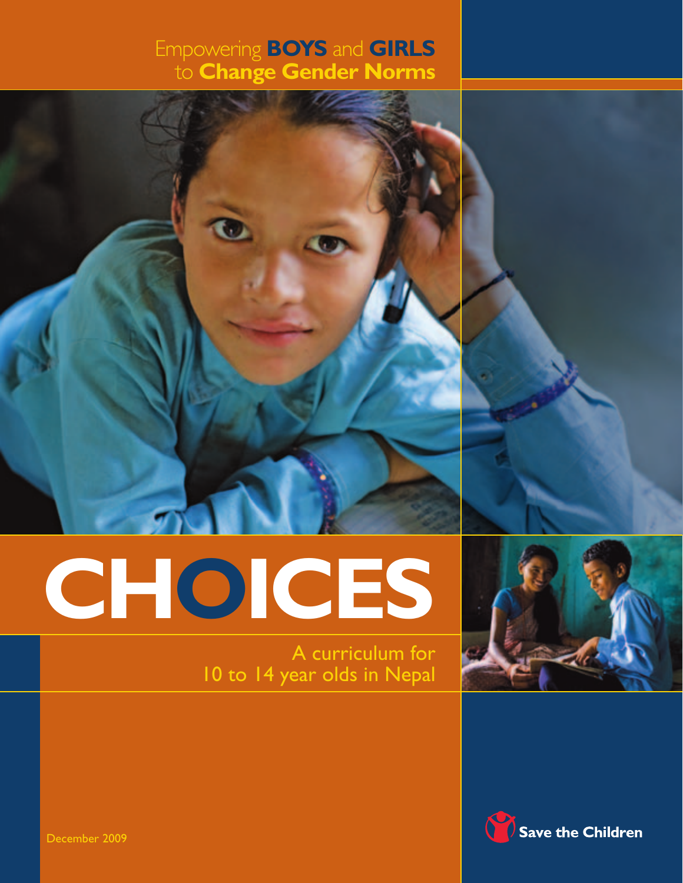Empowering **BOYS** and **GIRLS** to **Change Gender Norms**

# CHOICES

A curriculum for 10 to 14 year olds in Nepal

December 2009

Save the Children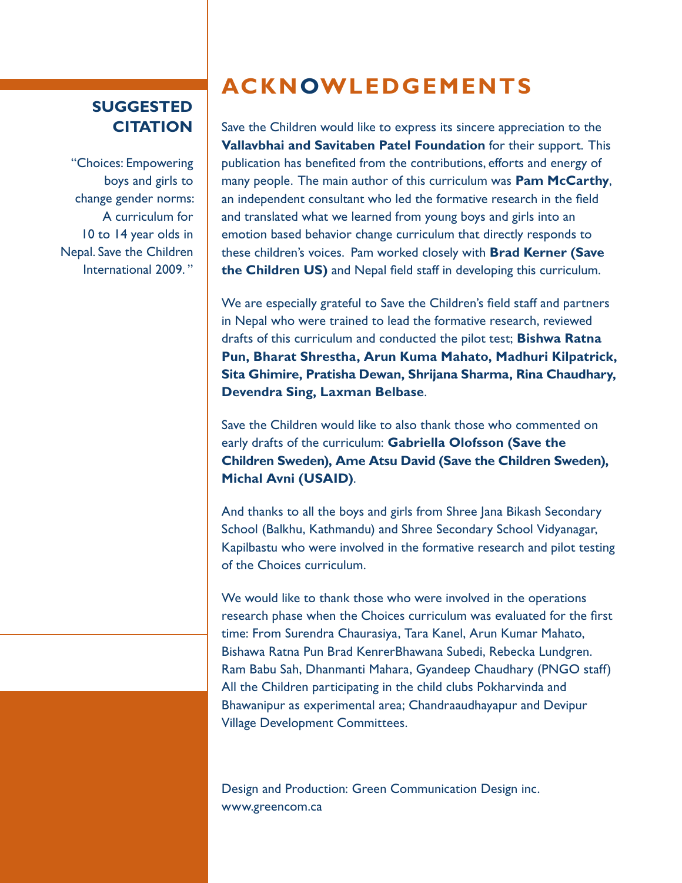## SUGGESTED CITATION

"Choices: Empowering boys and girls to change gender norms: A curriculum for 10 to 14 year olds in Nepal. Save the Children International 2009. "

# ACKNOWLEDGEMENTS

Save the Children would like to express its sincere appreciation to the **Vallavbhai and Savitaben Patel Foundation** for their support. This publication has benefited from the contributions, efforts and energy of many people. The main author of this curriculum was **Pam McCarthy**, an independent consultant who led the formative research in the field and translated what we learned from young boys and girls into an emotion based behavior change curriculum that directly responds to these children's voices. Pam worked closely with **Brad Kerner (Save the Children US)** and Nepal field staff in developing this curriculum.

We are especially grateful to Save the Children's field staff and partners in Nepal who were trained to lead the formative research, reviewed drafts of this curriculum and conducted the pilot test; **Bishwa Ratna Pun, Bharat Shrestha, Arun Kuma Mahato, Madhuri Kilpatrick, Sita Ghimire, Pratisha Dewan, Shrijana Sharma, Rina Chaudhary, Devendra Sing, Laxman Belbase**.

Save the Children would like to also thank those who commented on early drafts of the curriculum: **Gabriella Olofsson (Save the Children Sweden), Ame Atsu David (Save the Children Sweden), Michal Avni (USAID)**.

And thanks to all the boys and girls from Shree Jana Bikash Secondary School (Balkhu, Kathmandu) and Shree Secondary School Vidyanagar, Kapilbastu who were involved in the formative research and pilot testing of the Choices curriculum.

We would like to thank those who were involved in the operations research phase when the Choices curriculum was evaluated for the first time: From Surendra Chaurasiya, Tara Kanel, Arun Kumar Mahato, Bishawa Ratna Pun Brad KenrerBhawana Subedi, Rebecka Lundgren. Ram Babu Sah, Dhanmanti Mahara, Gyandeep Chaudhary (PNGO staff) All the Children participating in the child clubs Pokharvinda and Bhawanipur as experimental area; Chandraaudhayapur and Devipur Village Development Committees.

Design and Production: Green Communication Design inc.
www.greencom.ca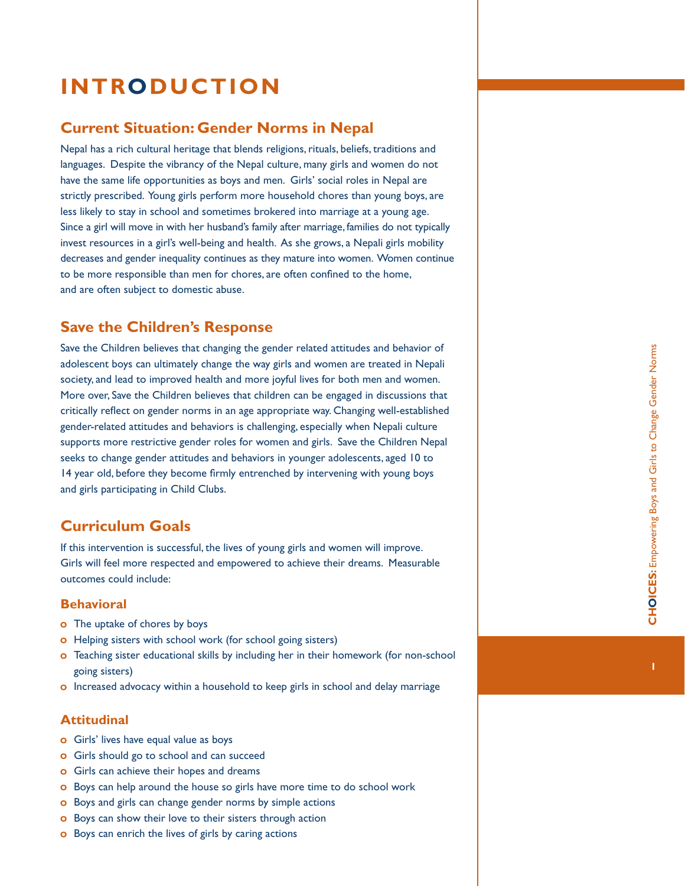# INTRODUCTION

## Current Situation: Gender Norms in Nepal

Nepal has a rich cultural heritage that blends religions, rituals, beliefs, traditions and languages. Despite the vibrancy of the Nepal culture, many girls and women do not have the same life opportunities as boys and men. Girls' social roles in Nepal are strictly prescribed. Young girls perform more household chores than young boys, are less likely to stay in school and sometimes brokered into marriage at a young age. Since a girl will move in with her husband's family after marriage, families do not typically invest resources in a girl's well-being and health. As she grows, a Nepali girls mobility decreases and gender inequality continues as they mature into women. Women continue to be more responsible than men for chores, are often confined to the home, and are often subject to domestic abuse.

## Save the Children's Response

Save the Children believes that changing the gender related attitudes and behavior of adolescent boys can ultimately change the way girls and women are treated in Nepali society, and lead to improved health and more joyful lives for both men and women. More over, Save the Children believes that children can be engaged in discussions that critically reflect on gender norms in an age appropriate way. Changing well-established gender-related attitudes and behaviors is challenging, especially when Nepali culture supports more restrictive gender roles for women and girls. Save the Children Nepal seeks to change gender attitudes and behaviors in younger adolescents, aged 10 to 14 year old, before they become firmly entrenched by intervening with young boys and girls participating in Child Clubs.

## Curriculum Goals

If this intervention is successful, the lives of young girls and women will improve. Girls will feel more respected and empowered to achieve their dreams. Measurable outcomes could include:

### Behavioral

- The uptake of chores by boys
- Helping sisters with school work (for school going sisters)
- Teaching sister educational skills by including her in their homework (for non-school going sisters)
- Increased advocacy within a household to keep girls in school and delay marriage

### Attitudinal

- Girls' lives have equal value as boys
- Girls should go to school and can succeed
- Girls can achieve their hopes and dreams
- Boys can help around the house so girls have more time to do school work
- Boys and girls can change gender norms by simple actions
- Boys can show their love to their sisters through action
- Boys can enrich the lives of girls by caring actions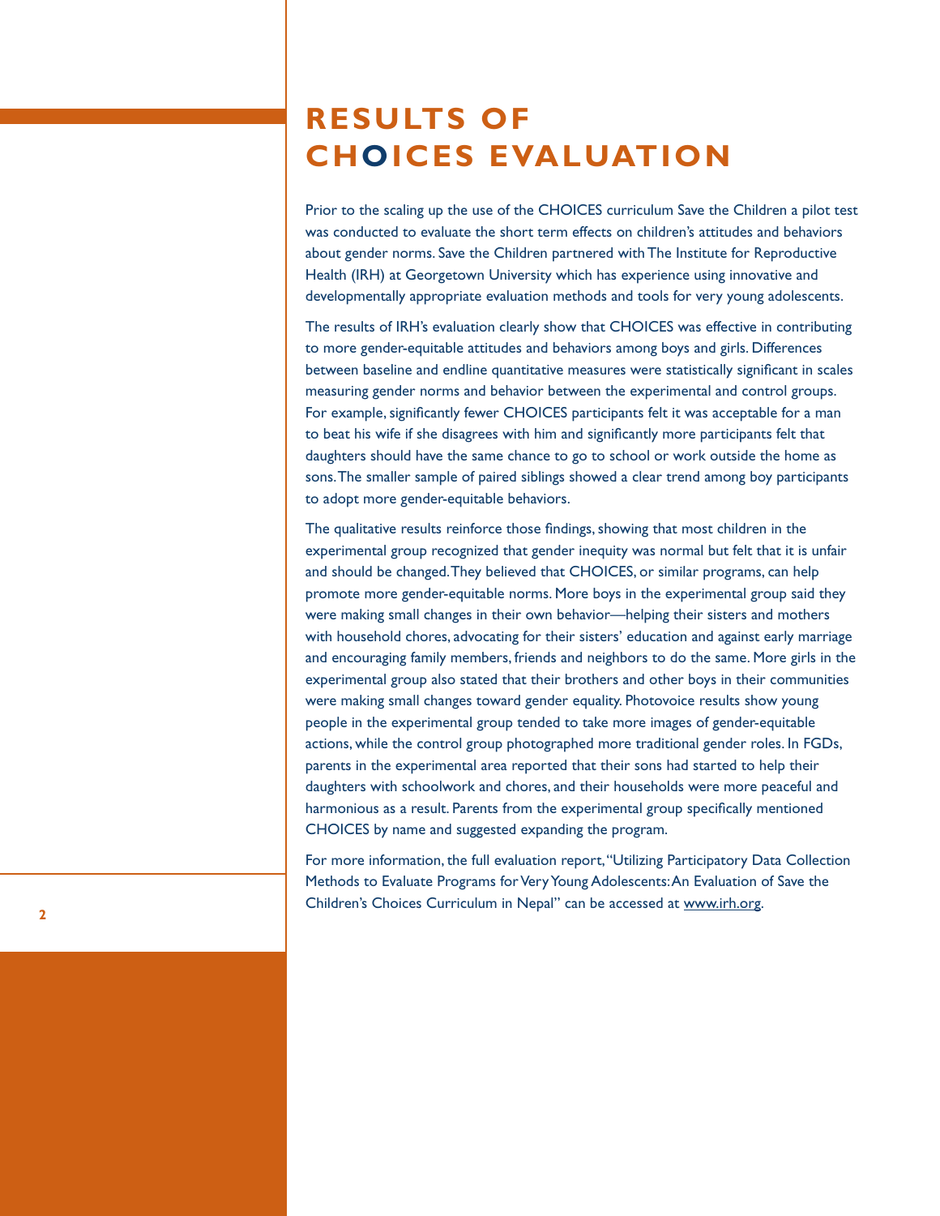# RESULTS OF CHOICES EVALUATION

Prior to the scaling up the use of the CHOICES curriculum Save the Children a pilot test was conducted to evaluate the short term effects on children's attitudes and behaviors about gender norms. Save the Children partnered with The Institute for Reproductive Health (IRH) at Georgetown University which has experience using innovative and developmentally appropriate evaluation methods and tools for very young adolescents.

The results of IRH's evaluation clearly show that CHOICES was effective in contributing to more gender-equitable attitudes and behaviors among boys and girls. Differences between baseline and endline quantitative measures were statistically significant in scales measuring gender norms and behavior between the experimental and control groups. For example, significantly fewer CHOICES participants felt it was acceptable for a man to beat his wife if she disagrees with him and significantly more participants felt that daughters should have the same chance to go to school or work outside the home as sons. The smaller sample of paired siblings showed a clear trend among boy participants to adopt more gender-equitable behaviors.

The qualitative results reinforce those findings, showing that most children in the experimental group recognized that gender inequity was normal but felt that it is unfair and should be changed. They believed that CHOICES, or similar programs, can help promote more gender-equitable norms. More boys in the experimental group said they were making small changes in their own behavior—helping their sisters and mothers with household chores, advocating for their sisters' education and against early marriage and encouraging family members, friends and neighbors to do the same. More girls in the experimental group also stated that their brothers and other boys in their communities were making small changes toward gender equality. Photovoice results show young people in the experimental group tended to take more images of gender-equitable actions, while the control group photographed more traditional gender roles. In FGDs, parents in the experimental area reported that their sons had started to help their daughters with schoolwork and chores, and their households were more peaceful and harmonious as a result. Parents from the experimental group specifically mentioned CHOICES by name and suggested expanding the program.

For more information, the full evaluation report, "Utilizing Participatory Data Collection Methods to Evaluate Programs for Very Young Adolescents: An Evaluation of Save the Children's Choices Curriculum in Nepal" can be accessed at www.irh.org.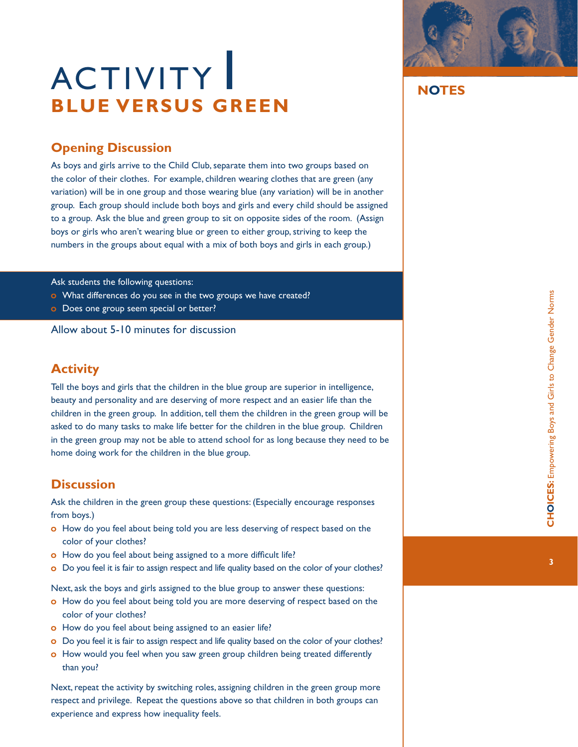# ACTIVITY 1

## BLUE VERSUS GREEN

**NOTES**

### Opening Discussion

As boys and girls arrive to the Child Club, separate them into two groups based on the color of their clothes. For example, children wearing clothes that are green (any variation) will be in one group and those wearing blue (any variation) will be in another group. Each group should include both boys and girls and every child should be assigned to a group. Ask the blue and green group to sit on opposite sides of the room. (Assign boys or girls who aren't wearing blue or green to either group, striving to keep the numbers in the groups about equal with a mix of both boys and girls in each group.)

Ask students the following questions:

- What differences do you see in the two groups we have created?
- Does one group seem special or better?

Allow about 5-10 minutes for discussion

### Activity

Tell the boys and girls that the children in the blue group are superior in intelligence, beauty and personality and are deserving of more respect and an easier life than the children in the green group. In addition, tell them the children in the green group will be asked to do many tasks to make life better for the children in the blue group. Children in the green group may not be able to attend school for as long because they need to be home doing work for the children in the blue group.

### Discussion

Ask the children in the green group these questions: (Especially encourage responses from boys.)

- How do you feel about being told you are less deserving of respect based on the color of your clothes?
- How do you feel about being assigned to a more difficult life?
- Do you feel it is fair to assign respect and life quality based on the color of your clothes?

Next, ask the boys and girls assigned to the blue group to answer these questions:

- How do you feel about being told you are more deserving of respect based on the color of your clothes?
- How do you feel about being assigned to an easier life?
- Do you feel it is fair to assign respect and life quality based on the color of your clothes?
- How would you feel when you saw green group children being treated differently than you?

Next, repeat the activity by switching roles, assigning children in the green group more respect and privilege. Repeat the questions above so that children in both groups can experience and express how inequality feels.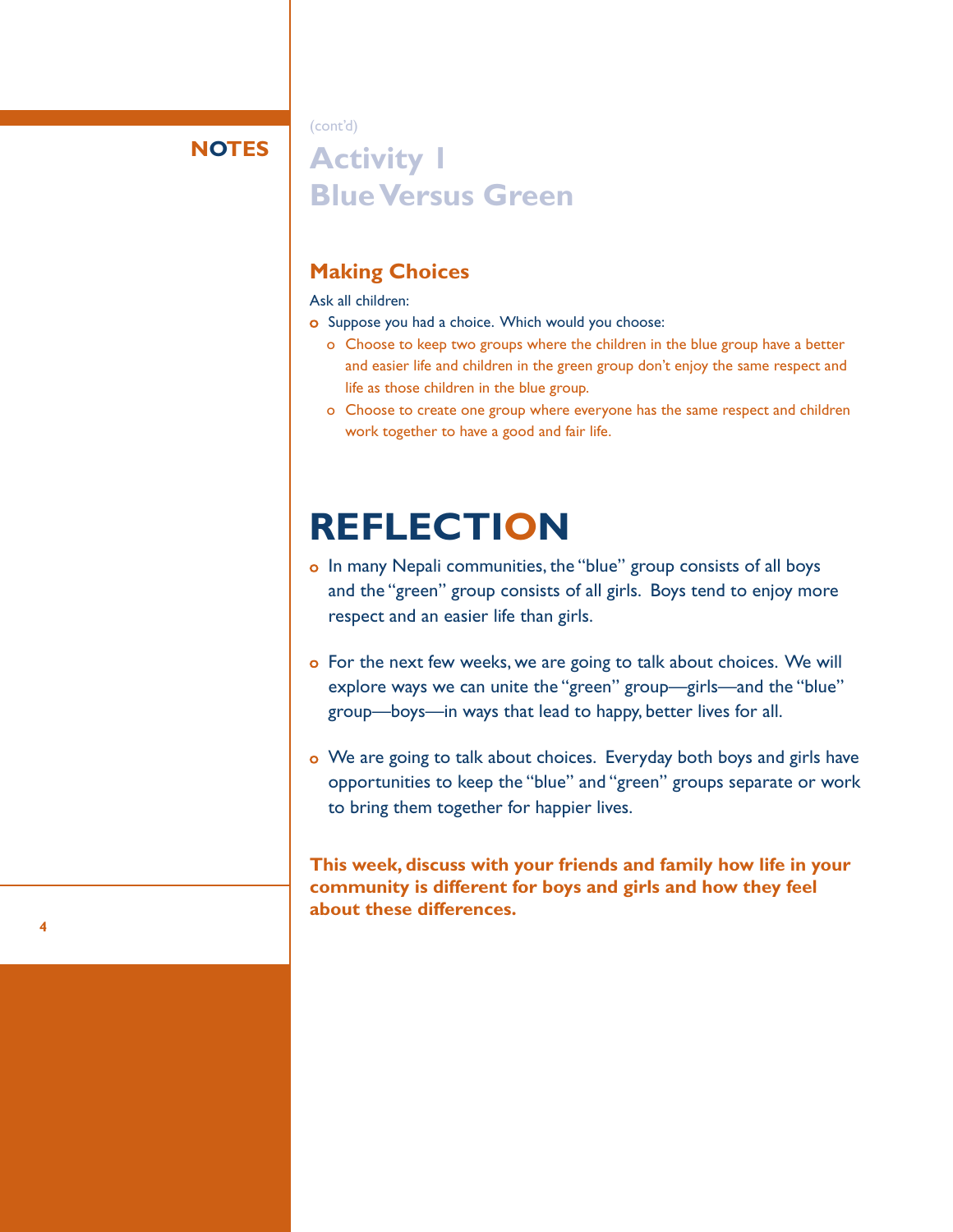NOTES

(cont'd)

# Activity 1
# Blue Versus Green

## Making Choices

Ask all children:

- Suppose you had a choice. Which would you choose:
  - Choose to keep two groups where the children in the blue group have a better and easier life and children in the green group don't enjoy the same respect and life as those children in the blue group.
  - Choose to create one group where everyone has the same respect and children work together to have a good and fair life.

# REFLECTION

- In many Nepali communities, the "blue" group consists of all boys and the "green" group consists of all girls. Boys tend to enjoy more respect and an easier life than girls.
- For the next few weeks, we are going to talk about choices. We will explore ways we can unite the "green" group—girls—and the "blue" group—boys—in ways that lead to happy, better lives for all.
- We are going to talk about choices. Everyday both boys and girls have opportunities to keep the "blue" and "green" groups separate or work to bring them together for happier lives.

**This week, discuss with your friends and family how life in your community is different for boys and girls and how they feel about these differences.**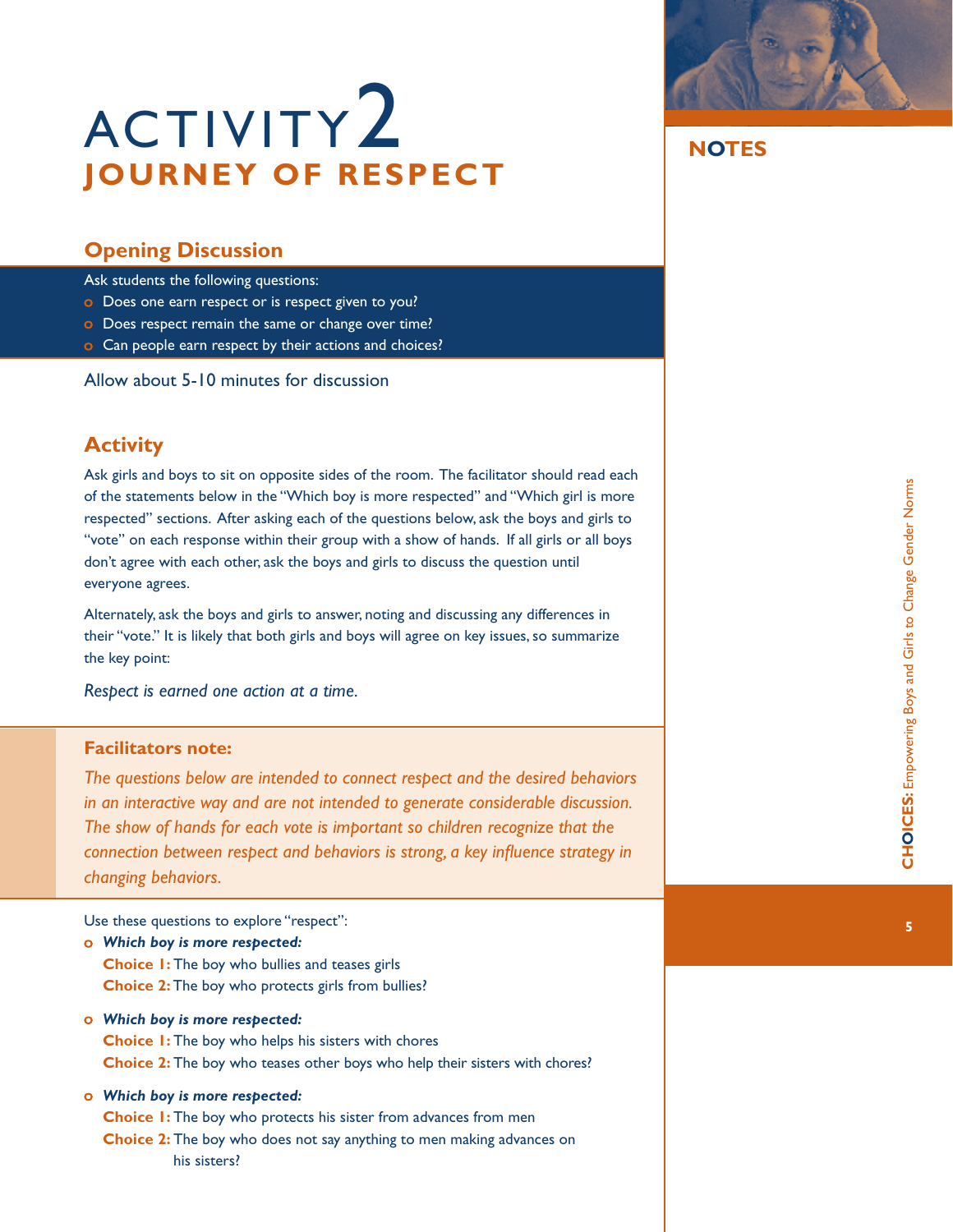# ACTIVITY 2
## JOURNEY OF RESPECT

### Opening Discussion

Ask students the following questions:

- Does one earn respect or is respect given to you?
- Does respect remain the same or change over time?
- Can people earn respect by their actions and choices?

Allow about 5-10 minutes for discussion

### Activity

Ask girls and boys to sit on opposite sides of the room. The facilitator should read each of the statements below in the "Which boy is more respected" and "Which girl is more respected" sections. After asking each of the questions below, ask the boys and girls to "vote" on each response within their group with a show of hands. If all girls or all boys don't agree with each other, ask the boys and girls to discuss the question until everyone agrees.

Alternately, ask the boys and girls to answer, noting and discussing any differences in their "vote." It is likely that both girls and boys will agree on key issues, so summarize the key point:

*Respect is earned one action at a time.*

**Facilitators note:**

*The questions below are intended to connect respect and the desired behaviors in an interactive way and are not intended to generate considerable discussion. The show of hands for each vote is important so children recognize that the connection between respect and behaviors is strong, a key influence strategy in changing behaviors.*

Use these questions to explore "respect":

- ***Which boy is more respected:***
  **Choice 1:** The boy who bullies and teases girls
  **Choice 2:** The boy who protects girls from bullies?
- ***Which boy is more respected:***
  **Choice 1:** The boy who helps his sisters with chores
  **Choice 2:** The boy who teases other boys who help their sisters with chores?
- ***Which boy is more respected:***
  **Choice 1:** The boy who protects his sister from advances from men
  **Choice 2:** The boy who does not say anything to men making advances on his sisters?

**NOTES**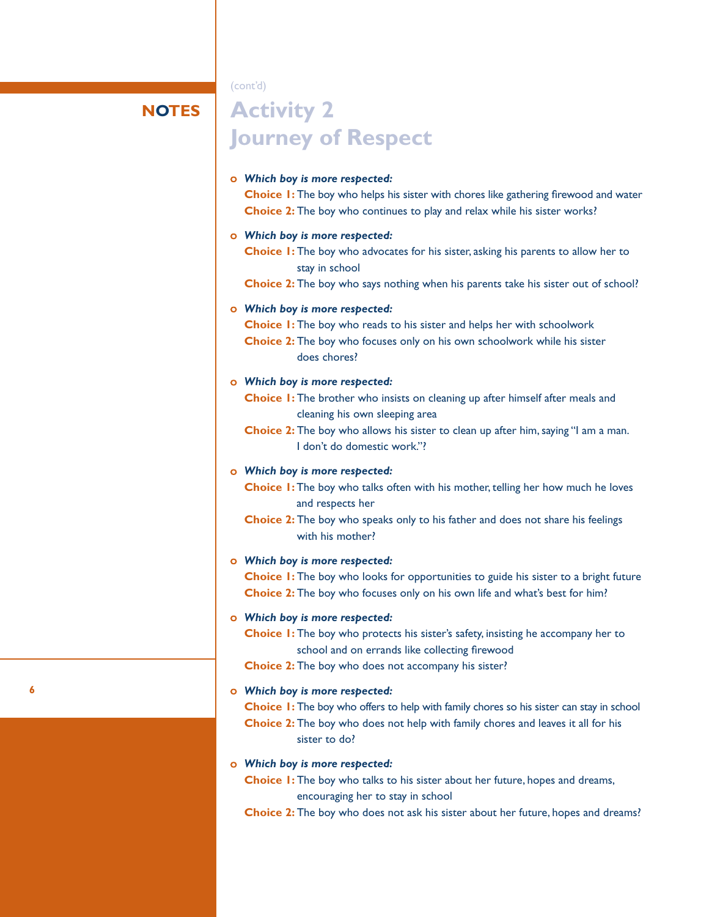(cont'd)

# Activity 2
# Journey of Respect

- ***Which boy is more respected:***
  **Choice 1:** The boy who helps his sister with chores like gathering firewood and water
  **Choice 2:** The boy who continues to play and relax while his sister works?

- ***Which boy is more respected:***
  **Choice 1:** The boy who advocates for his sister, asking his parents to allow her to stay in school
  **Choice 2:** The boy who says nothing when his parents take his sister out of school?

- ***Which boy is more respected:***
  **Choice 1:** The boy who reads to his sister and helps her with schoolwork
  **Choice 2:** The boy who focuses only on his own schoolwork while his sister does chores?

- ***Which boy is more respected:***
  **Choice 1:** The brother who insists on cleaning up after himself after meals and cleaning his own sleeping area
  **Choice 2:** The boy who allows his sister to clean up after him, saying "I am a man. I don't do domestic work."?

- ***Which boy is more respected:***
  **Choice 1:** The boy who talks often with his mother, telling her how much he loves and respects her
  **Choice 2:** The boy who speaks only to his father and does not share his feelings with his mother?

- ***Which boy is more respected:***
  **Choice 1:** The boy who looks for opportunities to guide his sister to a bright future
  **Choice 2:** The boy who focuses only on his own life and what's best for him?

- ***Which boy is more respected:***
  **Choice 1:** The boy who protects his sister's safety, insisting he accompany her to school and on errands like collecting firewood
  **Choice 2:** The boy who does not accompany his sister?

- ***Which boy is more respected:***
  **Choice 1:** The boy who offers to help with family chores so his sister can stay in school
  **Choice 2:** The boy who does not help with family chores and leaves it all for his sister to do?

- ***Which boy is more respected:***
  **Choice 1:** The boy who talks to his sister about her future, hopes and dreams, encouraging her to stay in school
  **Choice 2:** The boy who does not ask his sister about her future, hopes and dreams?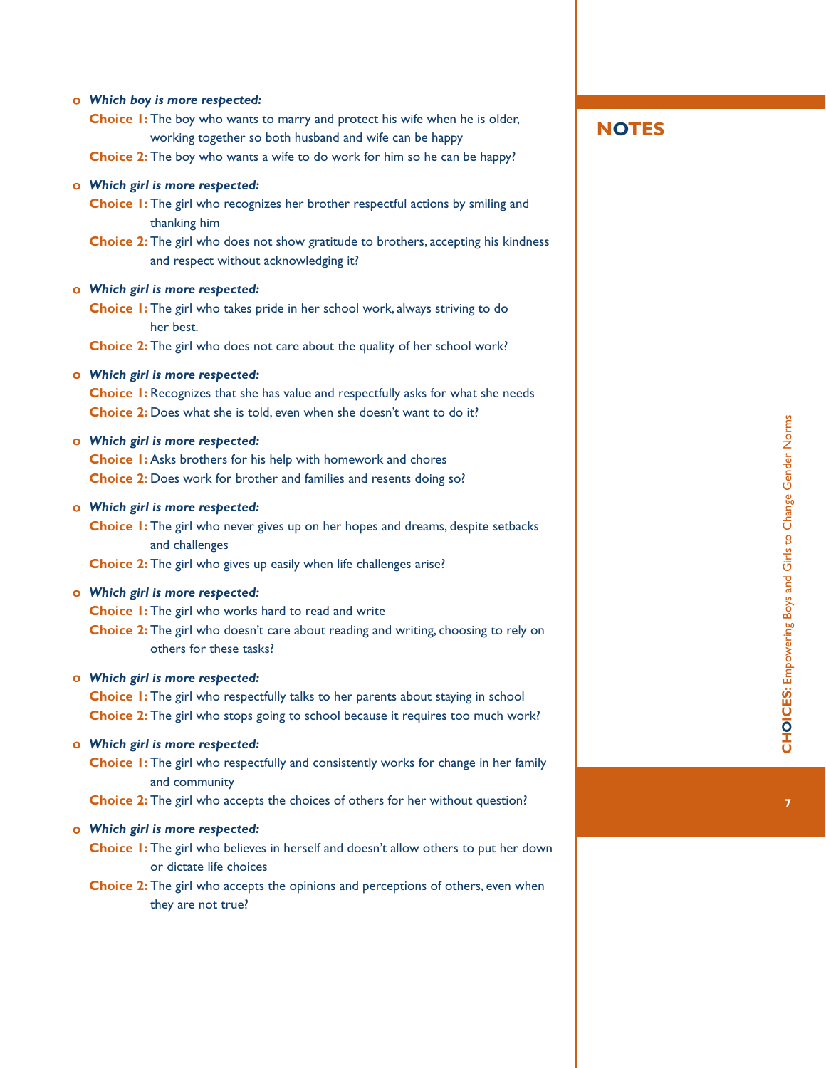- ***Which boy is more respected:***
  **Choice 1:** The boy who wants to marry and protect his wife when he is older, working together so both husband and wife can be happy
  **Choice 2:** The boy who wants a wife to do work for him so he can be happy?

- ***Which girl is more respected:***
  **Choice 1:** The girl who recognizes her brother respectful actions by smiling and thanking him
  **Choice 2:** The girl who does not show gratitude to brothers, accepting his kindness and respect without acknowledging it?

- ***Which girl is more respected:***
  **Choice 1:** The girl who takes pride in her school work, always striving to do her best.
  **Choice 2:** The girl who does not care about the quality of her school work?

- ***Which girl is more respected:***
  **Choice 1:** Recognizes that she has value and respectfully asks for what she needs
  **Choice 2:** Does what she is told, even when she doesn't want to do it?

- ***Which girl is more respected:***
  **Choice 1:** Asks brothers for his help with homework and chores
  **Choice 2:** Does work for brother and families and resents doing so?

- ***Which girl is more respected:***
  **Choice 1:** The girl who never gives up on her hopes and dreams, despite setbacks and challenges
  **Choice 2:** The girl who gives up easily when life challenges arise?

- ***Which girl is more respected:***
  **Choice 1:** The girl who works hard to read and write
  **Choice 2:** The girl who doesn't care about reading and writing, choosing to rely on others for these tasks?

- ***Which girl is more respected:***
  **Choice 1:** The girl who respectfully talks to her parents about staying in school
  **Choice 2:** The girl who stops going to school because it requires too much work?

- ***Which girl is more respected:***
  **Choice 1:** The girl who respectfully and consistently works for change in her family and community
  **Choice 2:** The girl who accepts the choices of others for her without question?

- ***Which girl is more respected:***
  **Choice 1:** The girl who believes in herself and doesn't allow others to put her down or dictate life choices
  **Choice 2:** The girl who accepts the opinions and perceptions of others, even when they are not true?

## NOTES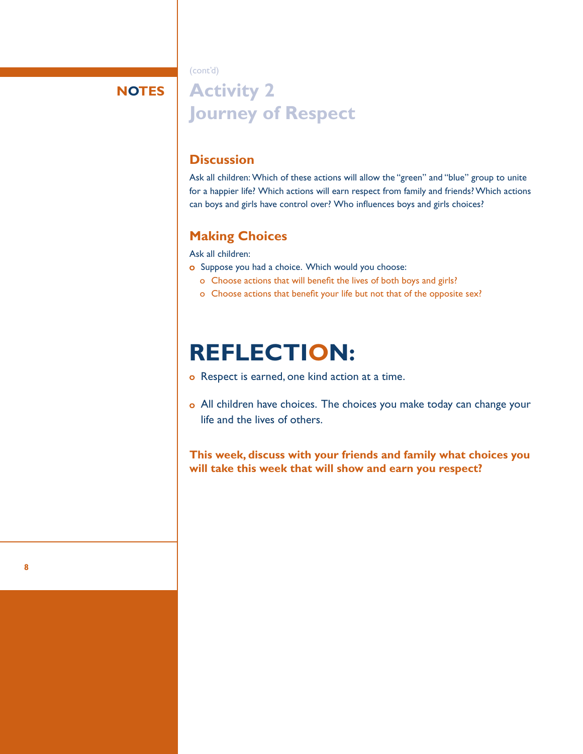**NOTES**

(cont'd)

# Activity 2
# Journey of Respect

## Discussion

Ask all children: Which of these actions will allow the "green" and "blue" group to unite for a happier life? Which actions will earn respect from family and friends? Which actions can boys and girls have control over? Who influences boys and girls choices?

## Making Choices

Ask all children:

- Suppose you had a choice. Which would you choose:
  - Choose actions that will benefit the lives of both boys and girls?
  - Choose actions that benefit your life but not that of the opposite sex?

# REFLECTION:

- Respect is earned, one kind action at a time.
- All children have choices. The choices you make today can change your life and the lives of others.

**This week, discuss with your friends and family what choices you will take this week that will show and earn you respect?**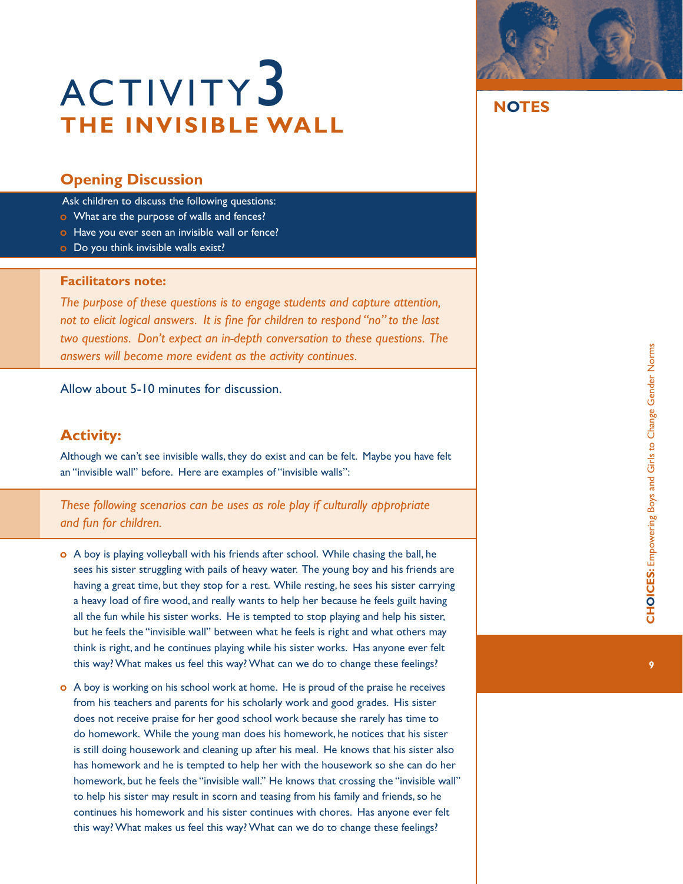# ACTIVITY 3
## THE INVISIBLE WALL

NOTES

### Opening Discussion

Ask children to discuss the following questions:

- What are the purpose of walls and fences?
- Have you ever seen an invisible wall or fence?
- Do you think invisible walls exist?

**Facilitators note:**

*The purpose of these questions is to engage students and capture attention, not to elicit logical answers. It is fine for children to respond "no" to the last two questions. Don't expect an in-depth conversation to these questions. The answers will become more evident as the activity continues.*

Allow about 5-10 minutes for discussion.

### Activity:

Although we can't see invisible walls, they do exist and can be felt. Maybe you have felt an "invisible wall" before. Here are examples of "invisible walls":

*These following scenarios can be uses as role play if culturally appropriate and fun for children.*

- A boy is playing volleyball with his friends after school. While chasing the ball, he sees his sister struggling with pails of heavy water. The young boy and his friends are having a great time, but they stop for a rest. While resting, he sees his sister carrying a heavy load of fire wood, and really wants to help her because he feels guilt having all the fun while his sister works. He is tempted to stop playing and help his sister, but he feels the "invisible wall" between what he feels is right and what others may think is right, and he continues playing while his sister works. Has anyone ever felt this way? What makes us feel this way? What can we do to change these feelings?
- A boy is working on his school work at home. He is proud of the praise he receives from his teachers and parents for his scholarly work and good grades. His sister does not receive praise for her good school work because she rarely has time to do homework. While the young man does his homework, he notices that his sister is still doing housework and cleaning up after his meal. He knows that his sister also has homework and he is tempted to help her with the housework so she can do her homework, but he feels the "invisible wall." He knows that crossing the "invisible wall" to help his sister may result in scorn and teasing from his family and friends, so he continues his homework and his sister continues with chores. Has anyone ever felt this way? What makes us feel this way? What can we do to change these feelings?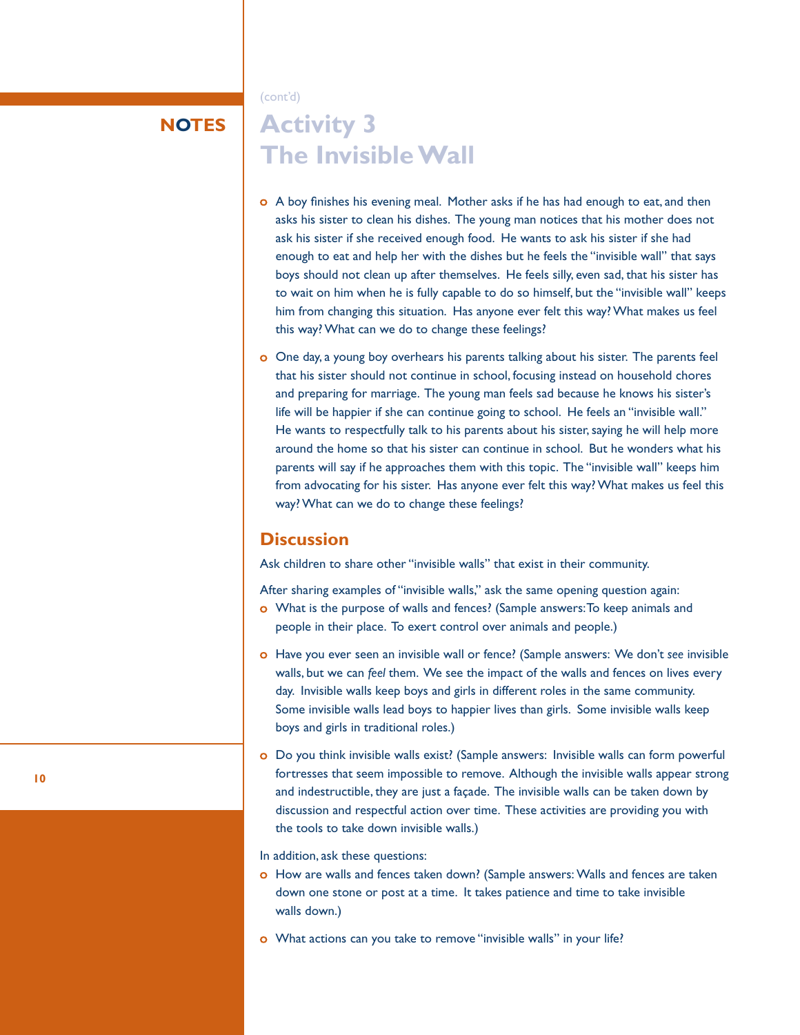(cont'd)

# Activity 3 The Invisible Wall

- A boy finishes his evening meal. Mother asks if he has had enough to eat, and then asks his sister to clean his dishes. The young man notices that his mother does not ask his sister if she received enough food. He wants to ask his sister if she had enough to eat and help her with the dishes but he feels the "invisible wall" that says boys should not clean up after themselves. He feels silly, even sad, that his sister has to wait on him when he is fully capable to do so himself, but the "invisible wall" keeps him from changing this situation. Has anyone ever felt this way? What makes us feel this way? What can we do to change these feelings?
- One day, a young boy overhears his parents talking about his sister. The parents feel that his sister should not continue in school, focusing instead on household chores and preparing for marriage. The young man feels sad because he knows his sister's life will be happier if she can continue going to school. He feels an "invisible wall." He wants to respectfully talk to his parents about his sister, saying he will help more around the home so that his sister can continue in school. But he wonders what his parents will say if he approaches them with this topic. The "invisible wall" keeps him from advocating for his sister. Has anyone ever felt this way? What makes us feel this way? What can we do to change these feelings?

## Discussion

Ask children to share other "invisible walls" that exist in their community.

After sharing examples of "invisible walls," ask the same opening question again:

- What is the purpose of walls and fences? (Sample answers: To keep animals and people in their place. To exert control over animals and people.)
- Have you ever seen an invisible wall or fence? (Sample answers: We don't *see* invisible walls, but we can *feel* them. We see the impact of the walls and fences on lives every day. Invisible walls keep boys and girls in different roles in the same community. Some invisible walls lead boys to happier lives than girls. Some invisible walls keep boys and girls in traditional roles.)
- Do you think invisible walls exist? (Sample answers: Invisible walls can form powerful fortresses that seem impossible to remove. Although the invisible walls appear strong and indestructible, they are just a façade. The invisible walls can be taken down by discussion and respectful action over time. These activities are providing you with the tools to take down invisible walls.)

In addition, ask these questions:

- How are walls and fences taken down? (Sample answers: Walls and fences are taken down one stone or post at a time. It takes patience and time to take invisible walls down.)
- What actions can you take to remove "invisible walls" in your life?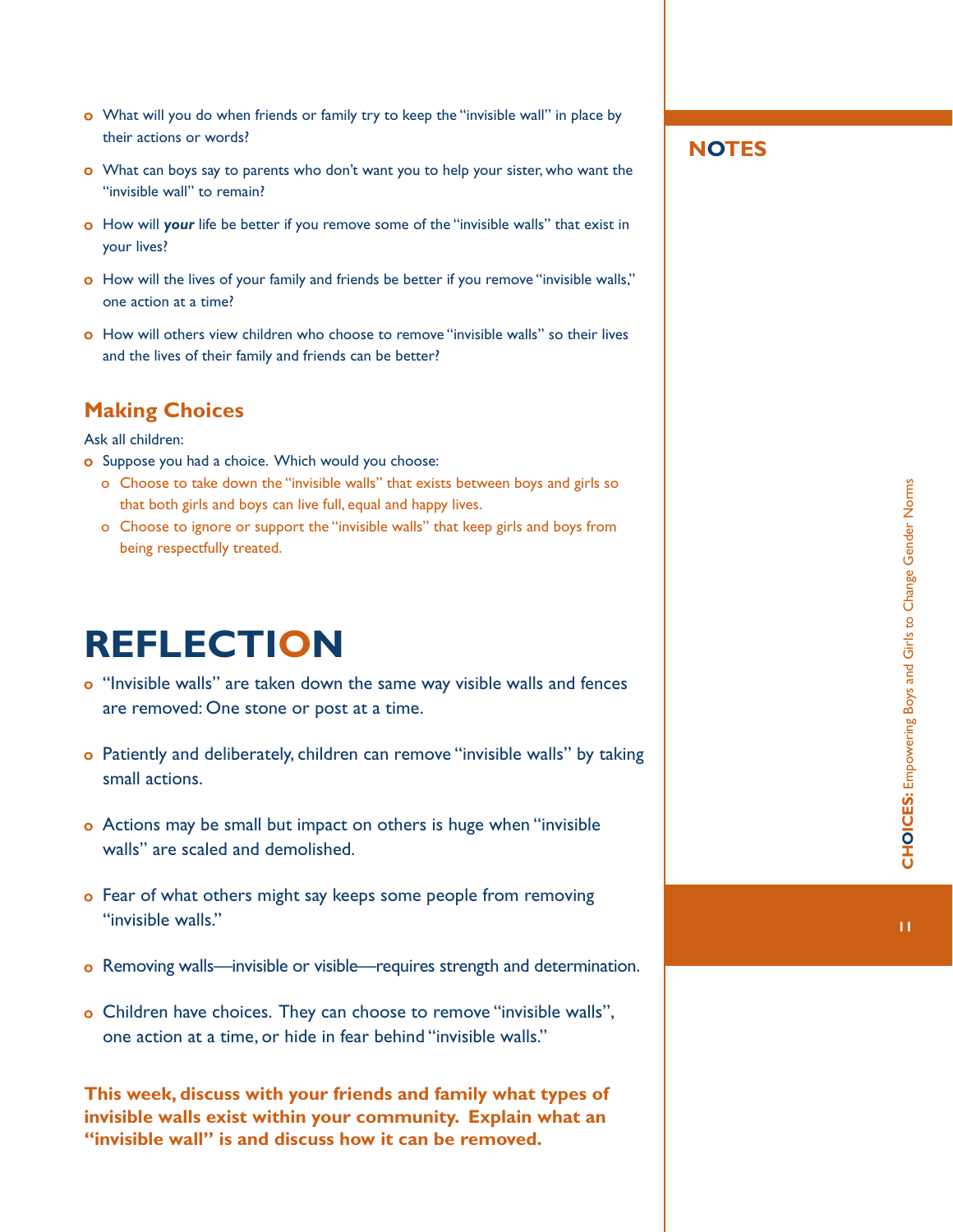- What will you do when friends or family try to keep the "invisible wall" in place by their actions or words?
- What can boys say to parents who don't want you to help your sister, who want the "invisible wall" to remain?
- How will ***your*** life be better if you remove some of the "invisible walls" that exist in your lives?
- How will the lives of your family and friends be better if you remove "invisible walls," one action at a time?
- How will others view children who choose to remove "invisible walls" so their lives and the lives of their family and friends can be better?

## Making Choices

Ask all children:

- Suppose you had a choice. Which would you choose:
  - Choose to take down the "invisible walls" that exists between boys and girls so that both girls and boys can live full, equal and happy lives.
  - Choose to ignore or support the "invisible walls" that keep girls and boys from being respectfully treated.

**NOTES**

# REFLECTION

- "Invisible walls" are taken down the same way visible walls and fences are removed: One stone or post at a time.
- Patiently and deliberately, children can remove "invisible walls" by taking small actions.
- Actions may be small but impact on others is huge when "invisible walls" are scaled and demolished.
- Fear of what others might say keeps some people from removing "invisible walls."
- Removing walls—invisible or visible—requires strength and determination.
- Children have choices. They can choose to remove "invisible walls", one action at a time, or hide in fear behind "invisible walls."

**This week, discuss with your friends and family what types of invisible walls exist within your community. Explain what an "invisible wall" is and discuss how it can be removed.**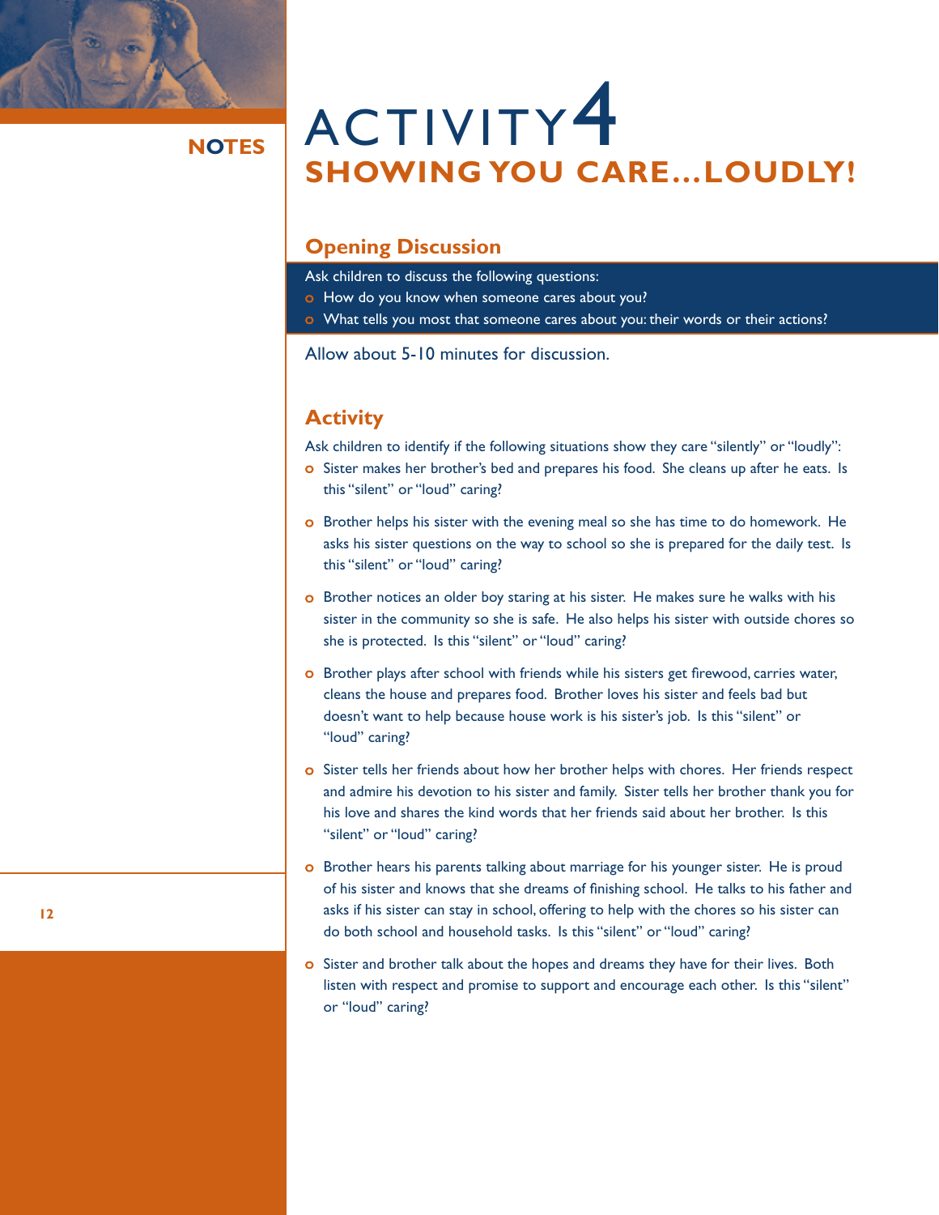NOTES

# ACTIVITY 4

## SHOWING YOU CARE…LOUDLY!

### Opening Discussion

Ask children to discuss the following questions:

- How do you know when someone cares about you?
- What tells you most that someone cares about you: their words or their actions?

Allow about 5-10 minutes for discussion.

### Activity

Ask children to identify if the following situations show they care "silently" or "loudly":

- Sister makes her brother's bed and prepares his food. She cleans up after he eats. Is this "silent" or "loud" caring?
- Brother helps his sister with the evening meal so she has time to do homework. He asks his sister questions on the way to school so she is prepared for the daily test. Is this "silent" or "loud" caring?
- Brother notices an older boy staring at his sister. He makes sure he walks with his sister in the community so she is safe. He also helps his sister with outside chores so she is protected. Is this "silent" or "loud" caring?
- Brother plays after school with friends while his sisters get firewood, carries water, cleans the house and prepares food. Brother loves his sister and feels bad but doesn't want to help because house work is his sister's job. Is this "silent" or "loud" caring?
- Sister tells her friends about how her brother helps with chores. Her friends respect and admire his devotion to his sister and family. Sister tells her brother thank you for his love and shares the kind words that her friends said about her brother. Is this "silent" or "loud" caring?
- Brother hears his parents talking about marriage for his younger sister. He is proud of his sister and knows that she dreams of finishing school. He talks to his father and asks if his sister can stay in school, offering to help with the chores so his sister can do both school and household tasks. Is this "silent" or "loud" caring?
- Sister and brother talk about the hopes and dreams they have for their lives. Both listen with respect and promise to support and encourage each other. Is this "silent" or "loud" caring?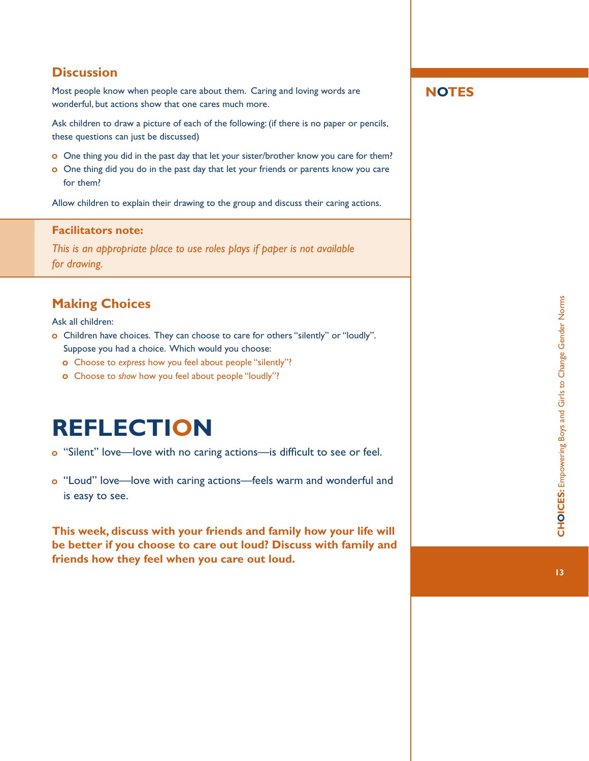## Discussion

Most people know when people care about them. Caring and loving words are wonderful, but actions show that one cares much more.

Ask children to draw a picture of each of the following: (if there is no paper or pencils, these questions can just be discussed)

- One thing you did in the past day that let your sister/brother know you care for them?
- One thing did you do in the past day that let your friends or parents know you care for them?

Allow children to explain their drawing to the group and discuss their caring actions.

**Facilitators note:**

*This is an appropriate place to use roles plays if paper is not available for drawing.*

## Making Choices

Ask all children:

- Children have choices. They can choose to care for others "silently" or "loudly". Suppose you had a choice. Which would you choose:
  - Choose to *express* how you feel about people "silently"?
  - Choose to *show* how you feel about people "loudly"?

# REFLECTION

- "Silent" love—love with no caring actions—is difficult to see or feel.
- "Loud" love—love with caring actions—feels warm and wonderful and is easy to see.

**This week, discuss with your friends and family how your life will be better if you choose to care out loud? Discuss with family and friends how they feel when you care out loud.**

## NOTES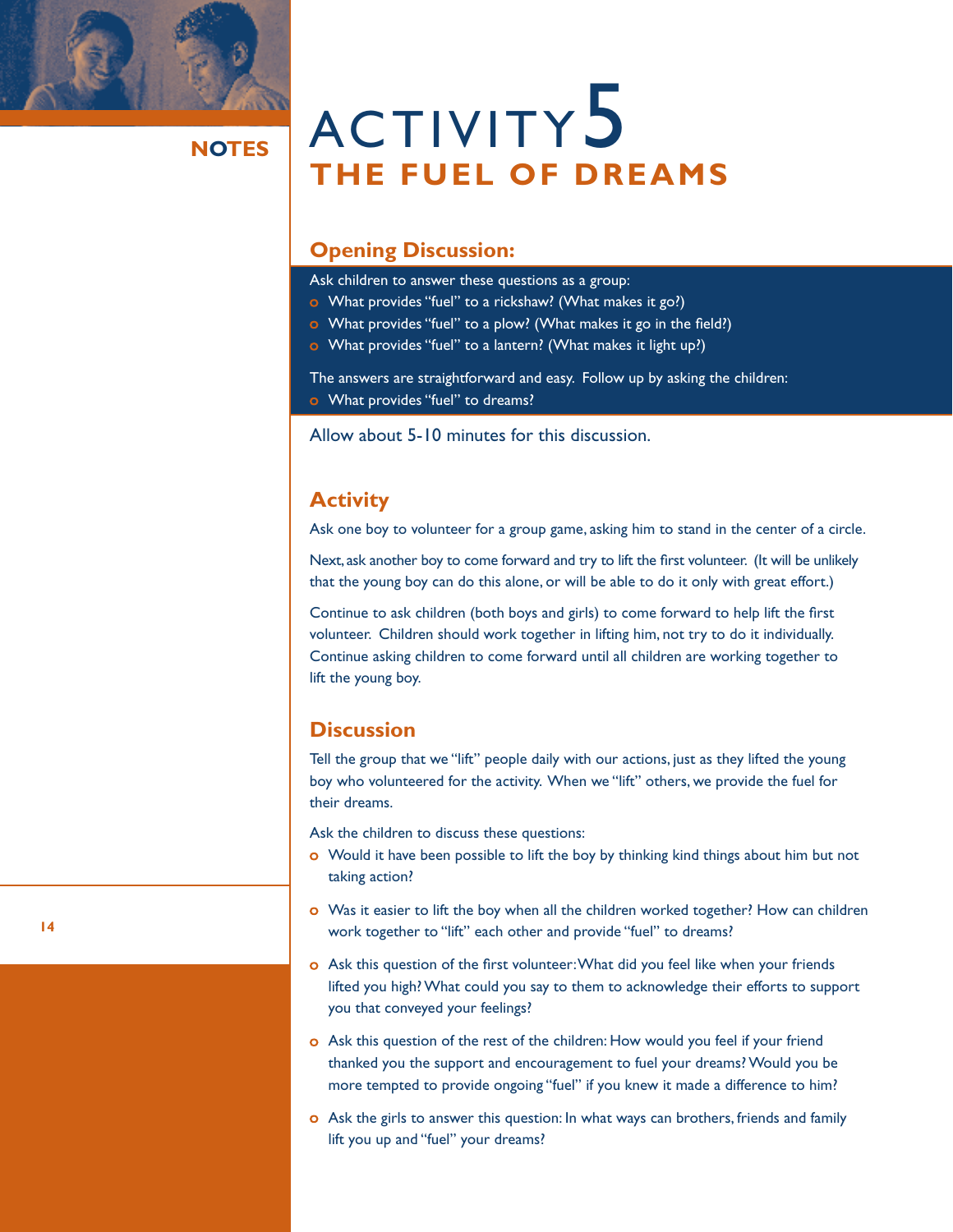NOTES

# ACTIVITY 5
## THE FUEL OF DREAMS

### Opening Discussion:

Ask children to answer these questions as a group:

- What provides "fuel" to a rickshaw? (What makes it go?)
- What provides "fuel" to a plow? (What makes it go in the field?)
- What provides "fuel" to a lantern? (What makes it light up?)

The answers are straightforward and easy. Follow up by asking the children:

- What provides "fuel" to dreams?

Allow about 5-10 minutes for this discussion.

### Activity

Ask one boy to volunteer for a group game, asking him to stand in the center of a circle.

Next, ask another boy to come forward and try to lift the first volunteer. (It will be unlikely that the young boy can do this alone, or will be able to do it only with great effort.)

Continue to ask children (both boys and girls) to come forward to help lift the first volunteer. Children should work together in lifting him, not try to do it individually. Continue asking children to come forward until all children are working together to lift the young boy.

### Discussion

Tell the group that we "lift" people daily with our actions, just as they lifted the young boy who volunteered for the activity. When we "lift" others, we provide the fuel for their dreams.

Ask the children to discuss these questions:

- Would it have been possible to lift the boy by thinking kind things about him but not taking action?
- Was it easier to lift the boy when all the children worked together? How can children work together to "lift" each other and provide "fuel" to dreams?
- Ask this question of the first volunteer: What did you feel like when your friends lifted you high? What could you say to them to acknowledge their efforts to support you that conveyed your feelings?
- Ask this question of the rest of the children: How would you feel if your friend thanked you the support and encouragement to fuel your dreams? Would you be more tempted to provide ongoing "fuel" if you knew it made a difference to him?
- Ask the girls to answer this question: In what ways can brothers, friends and family lift you up and "fuel" your dreams?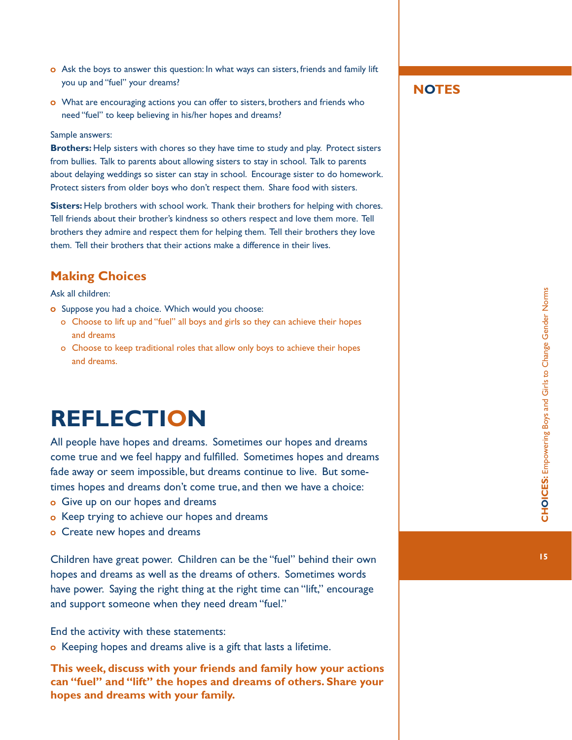- Ask the boys to answer this question: In what ways can sisters, friends and family lift you up and "fuel" your dreams?
- What are encouraging actions you can offer to sisters, brothers and friends who need "fuel" to keep believing in his/her hopes and dreams?

Sample answers:

**Brothers:** Help sisters with chores so they have time to study and play. Protect sisters from bullies. Talk to parents about allowing sisters to stay in school. Talk to parents about delaying weddings so sister can stay in school. Encourage sister to do homework. Protect sisters from older boys who don't respect them. Share food with sisters.

**Sisters:** Help brothers with school work. Thank their brothers for helping with chores. Tell friends about their brother's kindness so others respect and love them more. Tell brothers they admire and respect them for helping them. Tell their brothers they love them. Tell their brothers that their actions make a difference in their lives.

### Making Choices

Ask all children:

- Suppose you had a choice. Which would you choose:
  - Choose to lift up and "fuel" all boys and girls so they can achieve their hopes and dreams
  - Choose to keep traditional roles that allow only boys to achieve their hopes and dreams.

## REFLECTION

All people have hopes and dreams. Sometimes our hopes and dreams come true and we feel happy and fulfilled. Sometimes hopes and dreams fade away or seem impossible, but dreams continue to live. But sometimes hopes and dreams don't come true, and then we have a choice:

- Give up on our hopes and dreams
- Keep trying to achieve our hopes and dreams
- Create new hopes and dreams

Children have great power. Children can be the "fuel" behind their own hopes and dreams as well as the dreams of others. Sometimes words have power. Saying the right thing at the right time can "lift," encourage and support someone when they need dream "fuel."

End the activity with these statements:

- Keeping hopes and dreams alive is a gift that lasts a lifetime.

**This week, discuss with your friends and family how your actions can "fuel" and "lift" the hopes and dreams of others. Share your hopes and dreams with your family.**

NOTES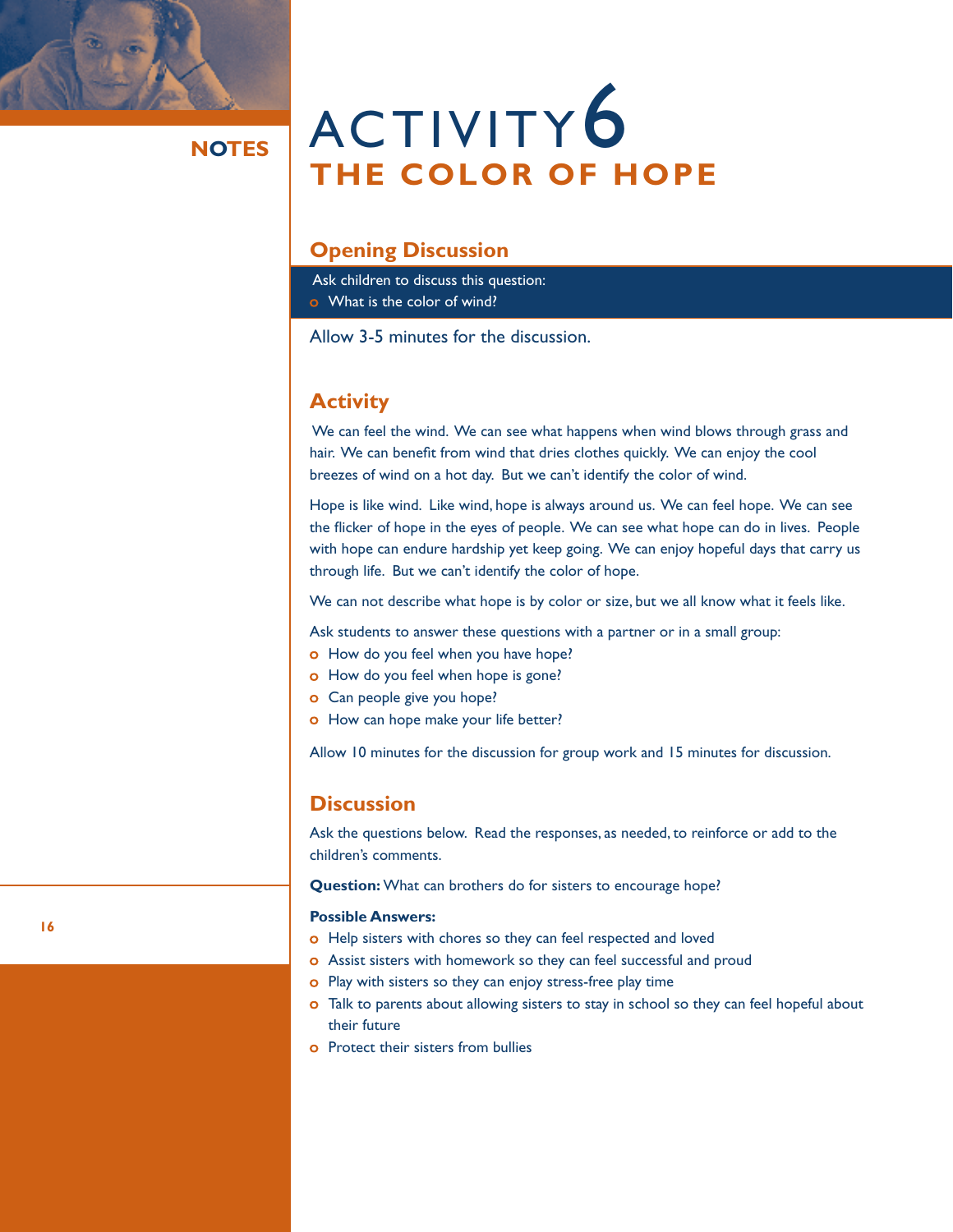**NOTES**

# ACTIVITY 6
## THE COLOR OF HOPE

### Opening Discussion

Ask children to discuss this question:

- What is the color of wind?

Allow 3-5 minutes for the discussion.

### Activity

We can feel the wind. We can see what happens when wind blows through grass and hair. We can benefit from wind that dries clothes quickly. We can enjoy the cool breezes of wind on a hot day. But we can't identify the color of wind.

Hope is like wind. Like wind, hope is always around us. We can feel hope. We can see the flicker of hope in the eyes of people. We can see what hope can do in lives. People with hope can endure hardship yet keep going. We can enjoy hopeful days that carry us through life. But we can't identify the color of hope.

We can not describe what hope is by color or size, but we all know what it feels like.

Ask students to answer these questions with a partner or in a small group:

- How do you feel when you have hope?
- How do you feel when hope is gone?
- Can people give you hope?
- How can hope make your life better?

Allow 10 minutes for the discussion for group work and 15 minutes for discussion.

### Discussion

Ask the questions below. Read the responses, as needed, to reinforce or add to the children's comments.

**Question:** What can brothers do for sisters to encourage hope?

**Possible Answers:**

- Help sisters with chores so they can feel respected and loved
- Assist sisters with homework so they can feel successful and proud
- Play with sisters so they can enjoy stress-free play time
- Talk to parents about allowing sisters to stay in school so they can feel hopeful about their future
- Protect their sisters from bullies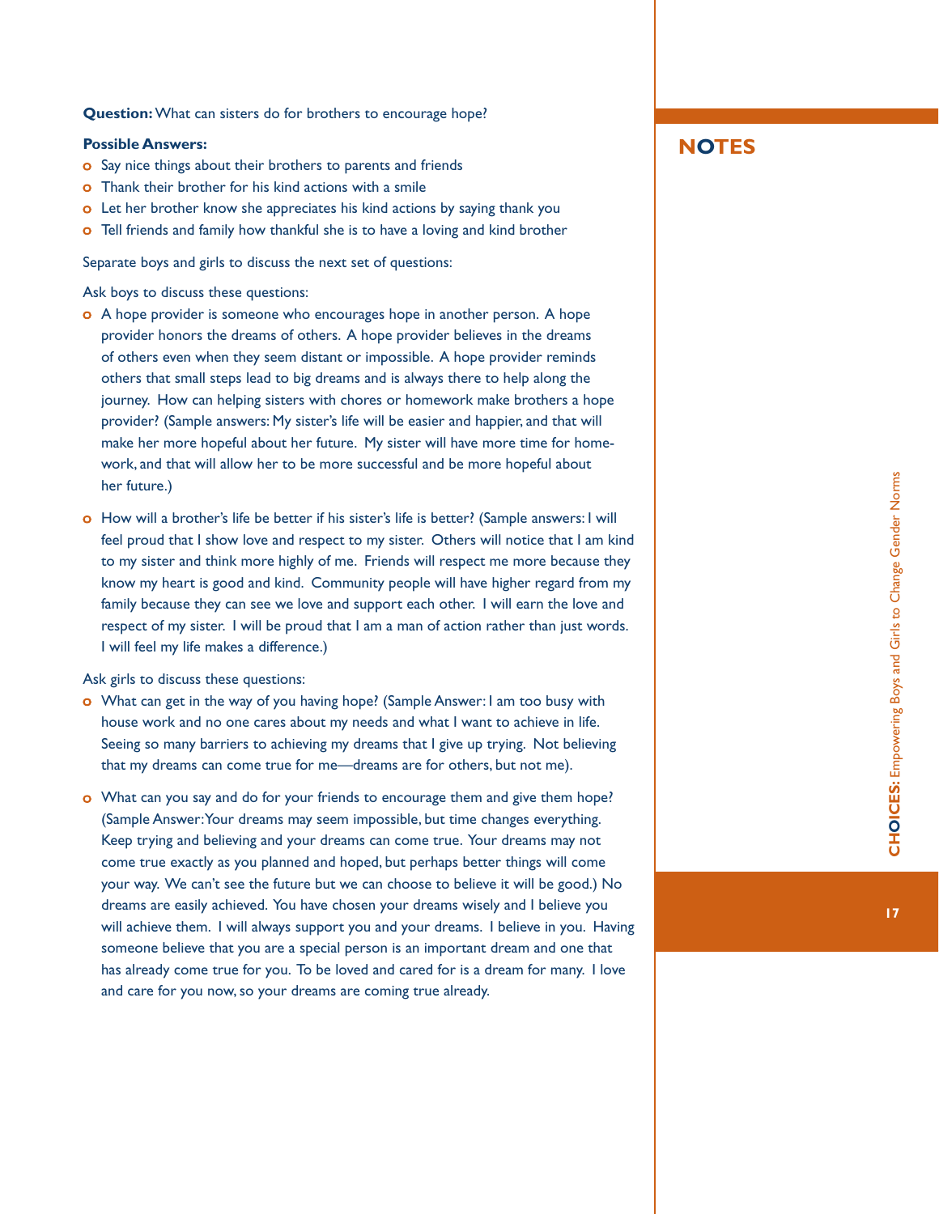**Question:** What can sisters do for brothers to encourage hope?

**Possible Answers:**

- Say nice things about their brothers to parents and friends
- Thank their brother for his kind actions with a smile
- Let her brother know she appreciates his kind actions by saying thank you
- Tell friends and family how thankful she is to have a loving and kind brother

Separate boys and girls to discuss the next set of questions:

Ask boys to discuss these questions:

- A hope provider is someone who encourages hope in another person. A hope provider honors the dreams of others. A hope provider believes in the dreams of others even when they seem distant or impossible. A hope provider reminds others that small steps lead to big dreams and is always there to help along the journey. How can helping sisters with chores or homework make brothers a hope provider? (Sample answers: My sister's life will be easier and happier, and that will make her more hopeful about her future. My sister will have more time for homework, and that will allow her to be more successful and be more hopeful about her future.)

- How will a brother's life be better if his sister's life is better? (Sample answers: I will feel proud that I show love and respect to my sister. Others will notice that I am kind to my sister and think more highly of me. Friends will respect me more because they know my heart is good and kind. Community people will have higher regard from my family because they can see we love and support each other. I will earn the love and respect of my sister. I will be proud that I am a man of action rather than just words. I will feel my life makes a difference.)

Ask girls to discuss these questions:

- What can get in the way of you having hope? (Sample Answer: I am too busy with house work and no one cares about my needs and what I want to achieve in life. Seeing so many barriers to achieving my dreams that I give up trying. Not believing that my dreams can come true for me—dreams are for others, but not me).

- What can you say and do for your friends to encourage them and give them hope? (Sample Answer: Your dreams may seem impossible, but time changes everything. Keep trying and believing and your dreams can come true. Your dreams may not come true exactly as you planned and hoped, but perhaps better things will come your way. We can't see the future but we can choose to believe it will be good.) No dreams are easily achieved. You have chosen your dreams wisely and I believe you will achieve them. I will always support you and your dreams. I believe in you. Having someone believe that you are a special person is an important dream and one that has already come true for you. To be loved and cared for is a dream for many. I love and care for you now, so your dreams are coming true already.

## NOTES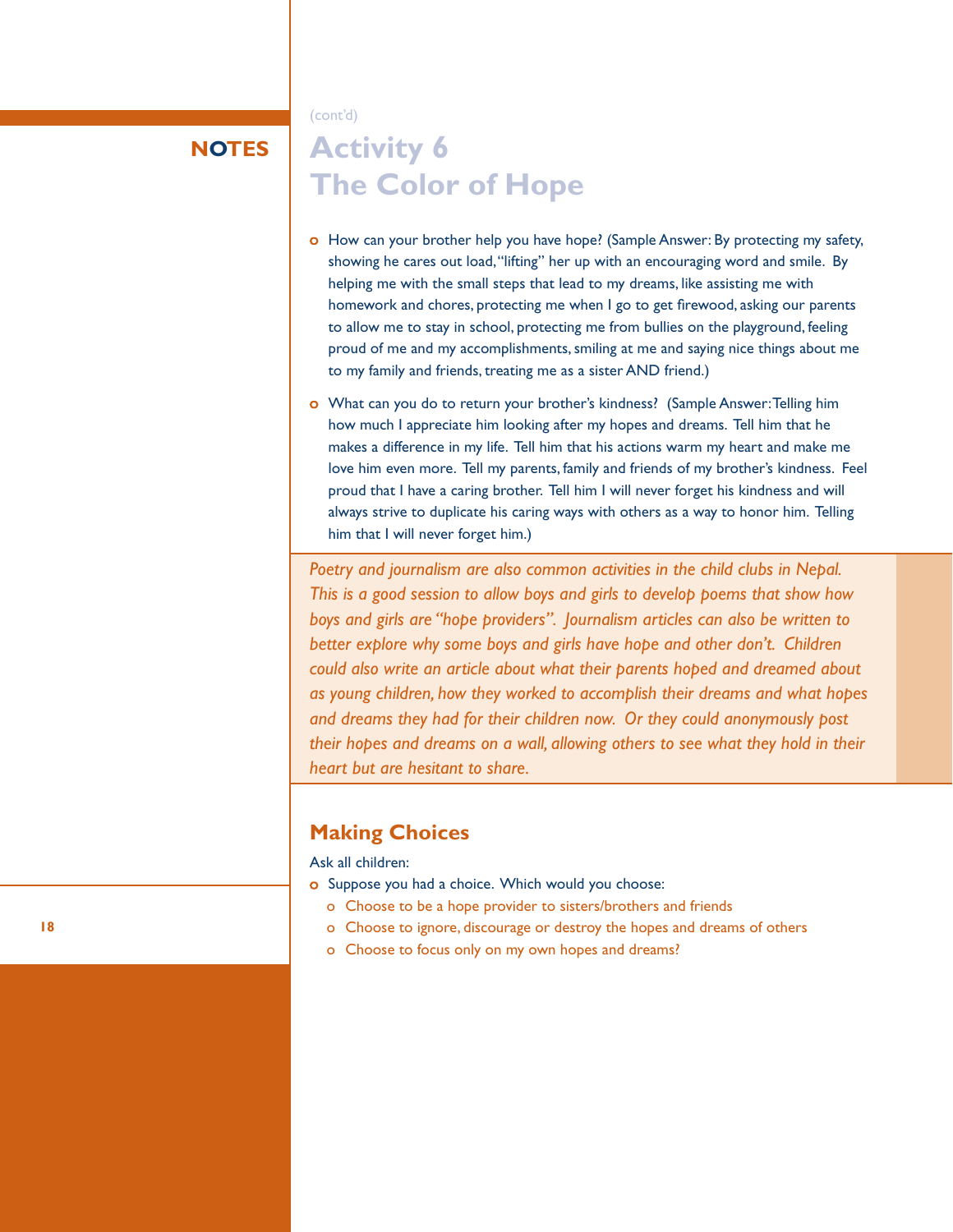**NOTES**

(cont'd)

# Activity 6 The Color of Hope

- How can your brother help you have hope? (Sample Answer: By protecting my safety, showing he cares out load, "lifting" her up with an encouraging word and smile. By helping me with the small steps that lead to my dreams, like assisting me with homework and chores, protecting me when I go to get firewood, asking our parents to allow me to stay in school, protecting me from bullies on the playground, feeling proud of me and my accomplishments, smiling at me and saying nice things about me to my family and friends, treating me as a sister AND friend.)
- What can you do to return your brother's kindness? (Sample Answer: Telling him how much I appreciate him looking after my hopes and dreams. Tell him that he makes a difference in my life. Tell him that his actions warm my heart and make me love him even more. Tell my parents, family and friends of my brother's kindness. Feel proud that I have a caring brother. Tell him I will never forget his kindness and will always strive to duplicate his caring ways with others as a way to honor him. Telling him that I will never forget him.)

*Poetry and journalism are also common activities in the child clubs in Nepal. This is a good session to allow boys and girls to develop poems that show how boys and girls are "hope providers". Journalism articles can also be written to better explore why some boys and girls have hope and other don't. Children could also write an article about what their parents hoped and dreamed about as young children, how they worked to accomplish their dreams and what hopes and dreams they had for their children now. Or they could anonymously post their hopes and dreams on a wall, allowing others to see what they hold in their heart but are hesitant to share.*

## Making Choices

Ask all children:

- Suppose you had a choice. Which would you choose:
  - Choose to be a hope provider to sisters/brothers and friends
  - Choose to ignore, discourage or destroy the hopes and dreams of others
  - Choose to focus only on my own hopes and dreams?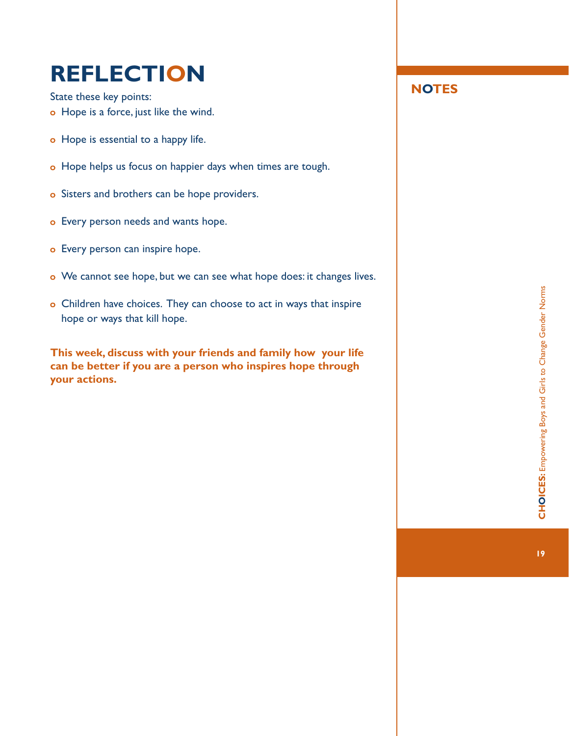# REFLECTION

State these key points:

- Hope is a force, just like the wind.
- Hope is essential to a happy life.
- Hope helps us focus on happier days when times are tough.
- Sisters and brothers can be hope providers.
- Every person needs and wants hope.
- Every person can inspire hope.
- We cannot see hope, but we can see what hope does: it changes lives.
- Children have choices. They can choose to act in ways that inspire hope or ways that kill hope.

**This week, discuss with your friends and family how your life can be better if you are a person who inspires hope through your actions.**

## NOTES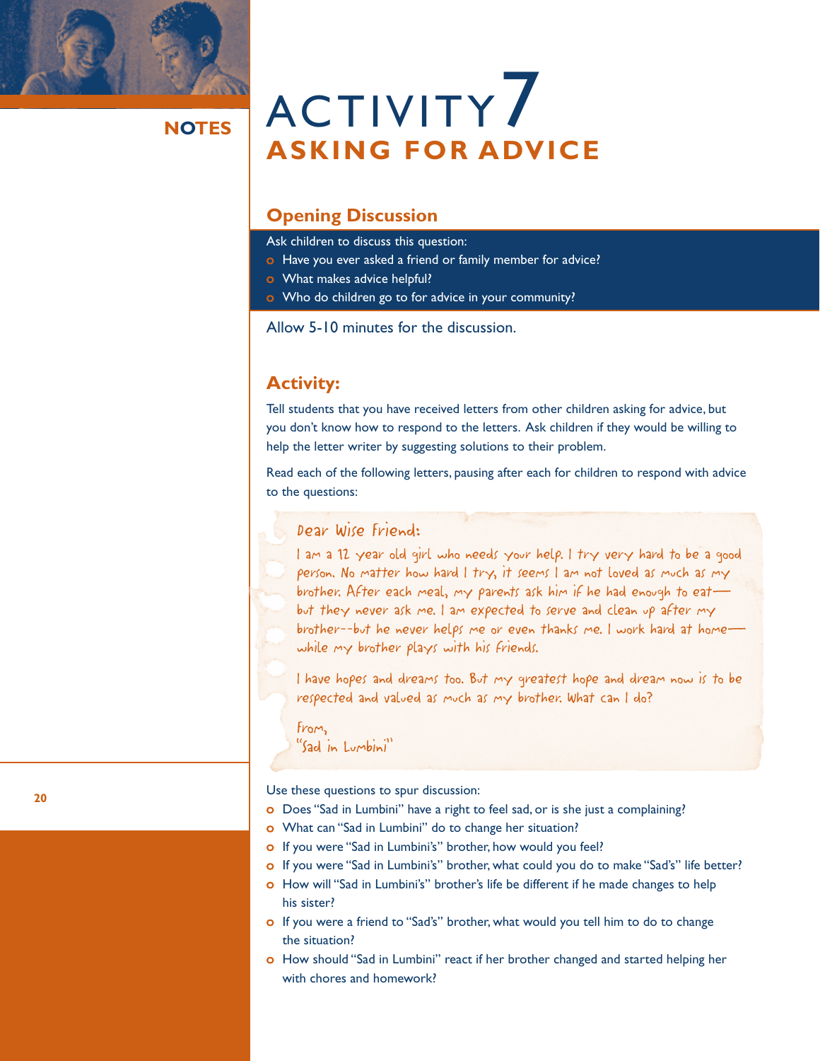NOTES

# ACTIVITY 7
## ASKING FOR ADVICE

### Opening Discussion

Ask children to discuss this question:

- Have you ever asked a friend or family member for advice?
- What makes advice helpful?
- Who do children go to for advice in your community?

Allow 5-10 minutes for the discussion.

### Activity:

Tell students that you have received letters from other children asking for advice, but you don't know how to respond to the letters. Ask children if they would be willing to help the letter writer by suggesting solutions to their problem.

Read each of the following letters, pausing after each for children to respond with advice to the questions:

> Dear Wise Friend:
>
> I am a 12 year old girl who needs your help. I try very hard to be a good person. No matter how hard I try, it seems I am not loved as much as my brother. After each meal, my parents ask him if he had enough to eat—but they never ask me. I am expected to serve and clean up after my brother--but he never helps me or even thanks me. I work hard at home—while my brother plays with his friends.
>
> I have hopes and dreams too. But my greatest hope and dream now is to be respected and valued as much as my brother. What can I do?
>
> From,
> "Sad in Lumbini"

Use these questions to spur discussion:

- Does "Sad in Lumbini" have a right to feel sad, or is she just a complaining?
- What can "Sad in Lumbini" do to change her situation?
- If you were "Sad in Lumbini's" brother, how would you feel?
- If you were "Sad in Lumbini's" brother, what could you do to make "Sad's" life better?
- How will "Sad in Lumbini's" brother's life be different if he made changes to help his sister?
- If you were a friend to "Sad's" brother, what would you tell him to do to change the situation?
- How should "Sad in Lumbini" react if her brother changed and started helping her with chores and homework?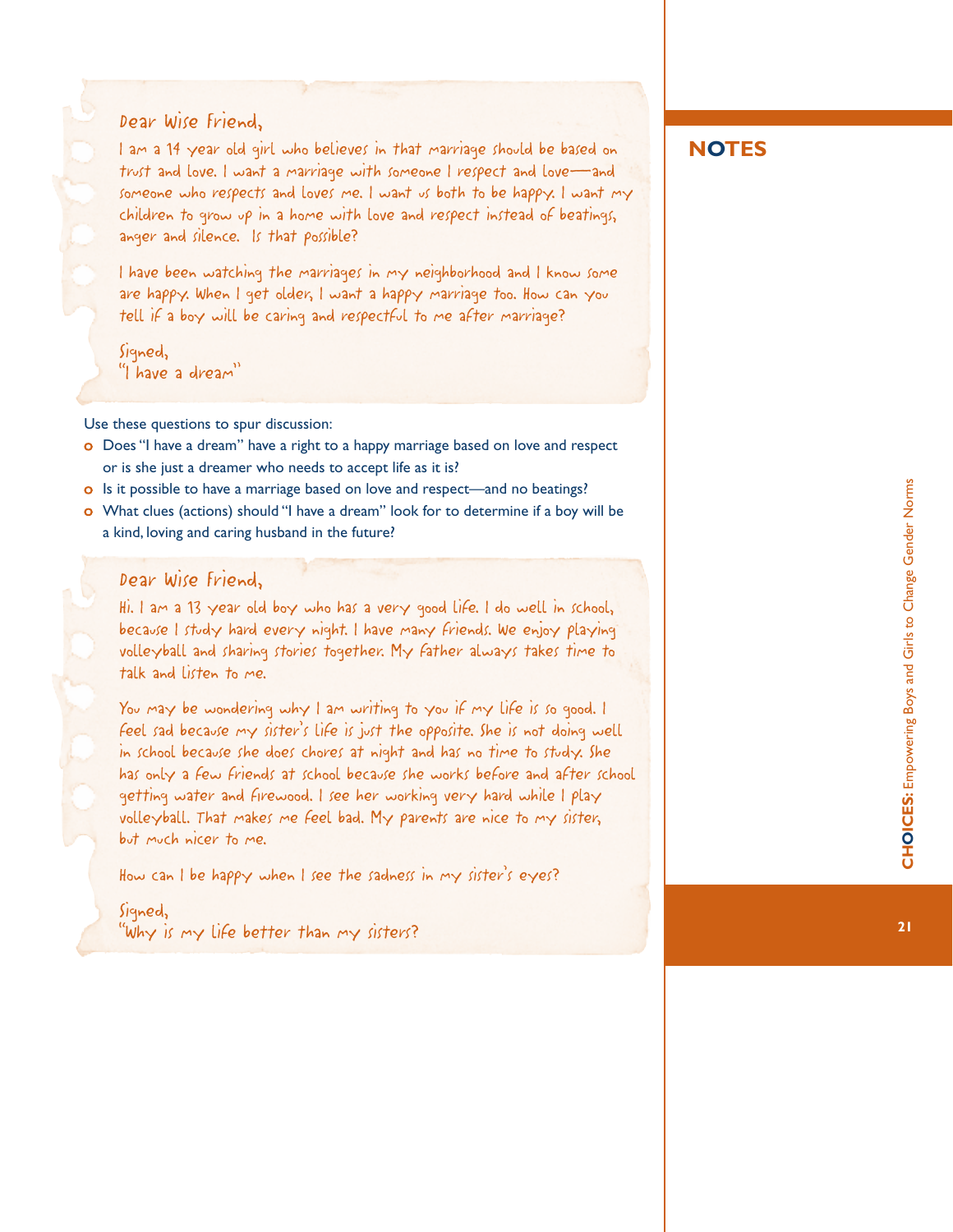Dear Wise Friend,

I am a 14 year old girl who believes in that marriage should be based on trust and love. I want a marriage with someone I respect and love—and someone who respects and loves me. I want us both to be happy. I want my children to grow up in a home with love and respect instead of beatings, anger and silence. Is that possible?

I have been watching the marriages in my neighborhood and I know some are happy. When I get older, I want a happy marriage too. How can you tell if a boy will be caring and respectful to me after marriage?

Signed,
"I have a dream"

Use these questions to spur discussion:

- Does "I have a dream" have a right to a happy marriage based on love and respect or is she just a dreamer who needs to accept life as it is?
- Is it possible to have a marriage based on love and respect—and no beatings?
- What clues (actions) should "I have a dream" look for to determine if a boy will be a kind, loving and caring husband in the future?

Dear Wise Friend,

Hi. I am a 13 year old boy who has a very good life. I do well in school, because I study hard every night. I have many friends. We enjoy playing volleyball and sharing stories together. My father always takes time to talk and listen to me.

You may be wondering why I am writing to you if my life is so good. I feel sad because my sister's life is just the opposite. She is not doing well in school because she does chores at night and has no time to study. She has only a few friends at school because she works before and after school getting water and firewood. I see her working very hard while I play volleyball. That makes me feel bad. My parents are nice to my sister, but much nicer to me.

How can I be happy when I see the sadness in my sister's eyes?

Signed,
"Why is my life better than my sisters?

## NOTES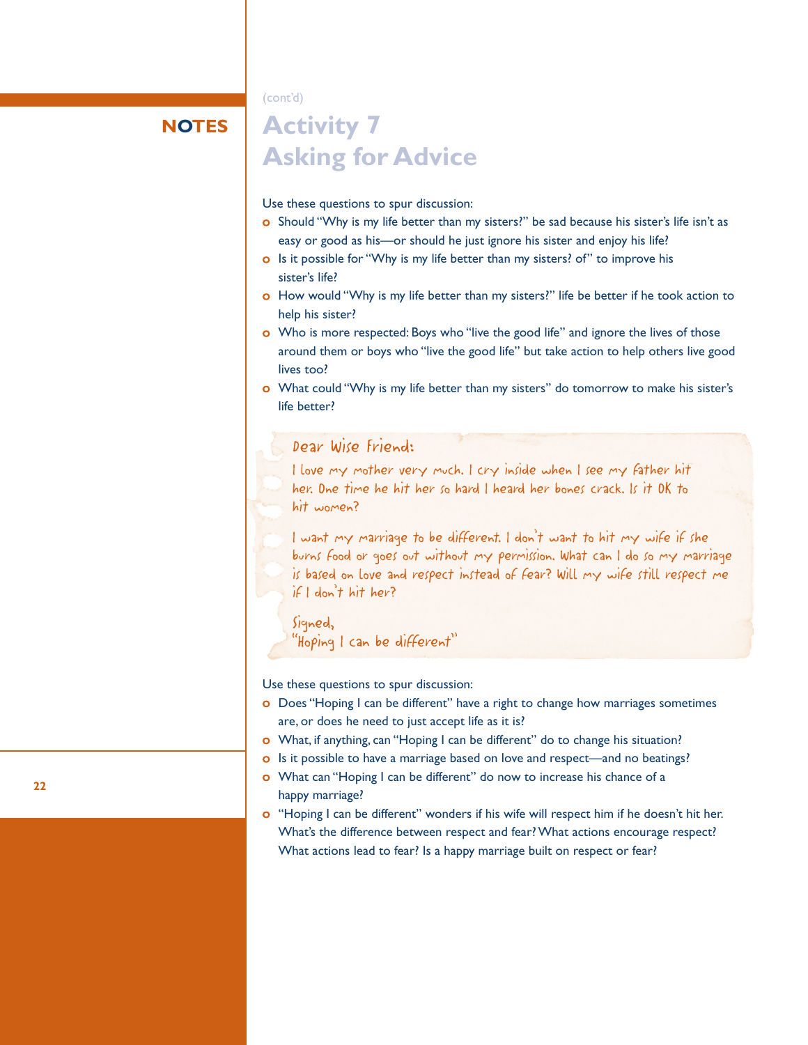NOTES

(cont'd)

# Activity 7
# Asking for Advice

Use these questions to spur discussion:

- Should "Why is my life better than my sisters?" be sad because his sister's life isn't as easy or good as his—or should he just ignore his sister and enjoy his life?
- Is it possible for "Why is my life better than my sisters? of" to improve his sister's life?
- How would "Why is my life better than my sisters?" life be better if he took action to help his sister?
- Who is more respected: Boys who "live the good life" and ignore the lives of those around them or boys who "live the good life" but take action to help others live good lives too?
- What could "Why is my life better than my sisters" do tomorrow to make his sister's life better?

Dear Wise Friend:

I love my mother very much. I cry inside when I see my father hit her. One time he hit her so hard I heard her bones crack. Is it OK to hit women?

I want my marriage to be different. I don't want to hit my wife if she burns food or goes out without my permission. What can I do so my marriage is based on love and respect instead of fear? Will my wife still respect me if I don't hit her?

Signed,
"Hoping I can be different"

Use these questions to spur discussion:

- Does "Hoping I can be different" have a right to change how marriages sometimes are, or does he need to just accept life as it is?
- What, if anything, can "Hoping I can be different" do to change his situation?
- Is it possible to have a marriage based on love and respect—and no beatings?
- What can "Hoping I can be different" do now to increase his chance of a happy marriage?
- "Hoping I can be different" wonders if his wife will respect him if he doesn't hit her. What's the difference between respect and fear? What actions encourage respect? What actions lead to fear? Is a happy marriage built on respect or fear?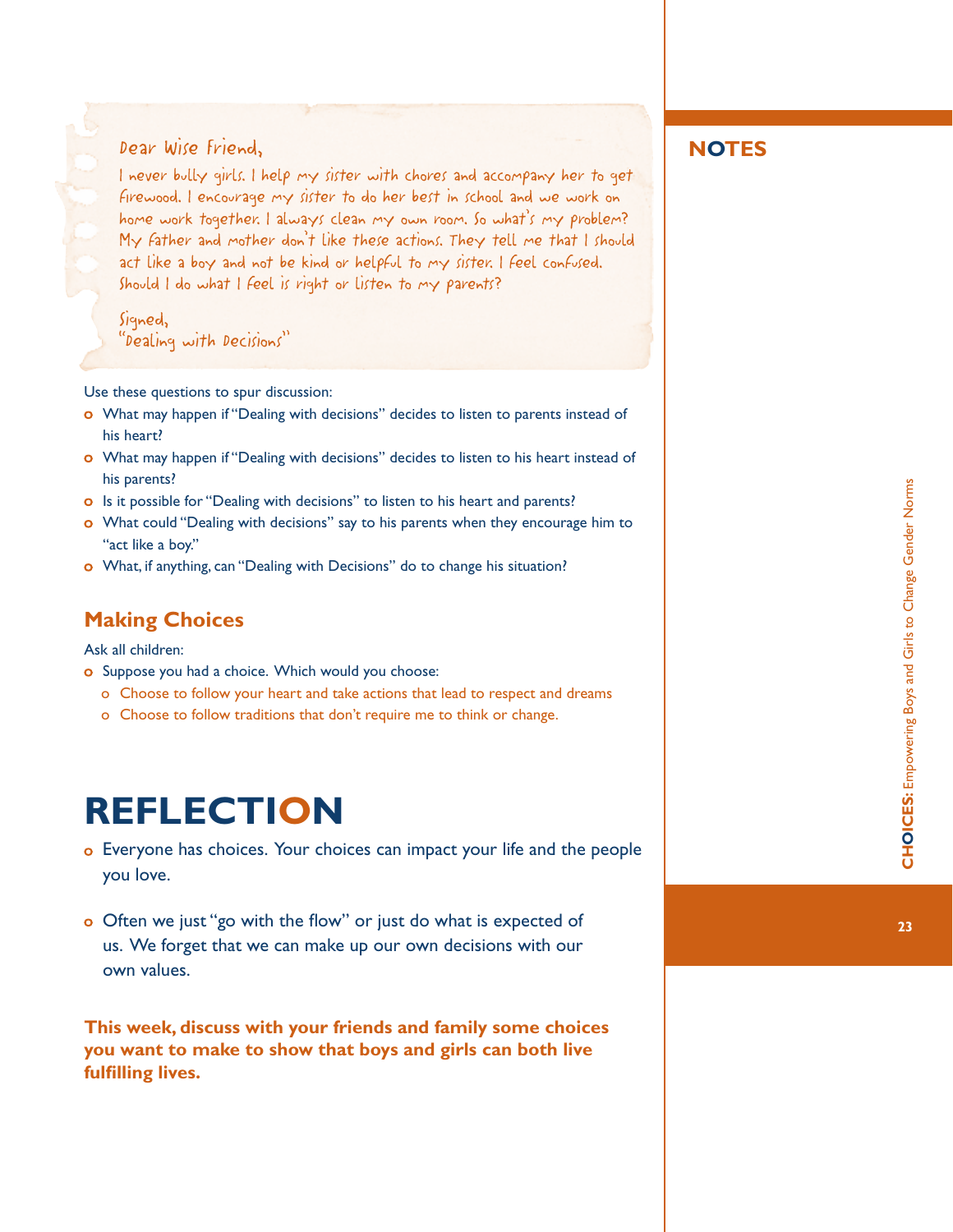Dear Wise Friend,

I never bully girls. I help my sister with chores and accompany her to get firewood. I encourage my sister to do her best in school and we work on home work together. I always clean my own room. So what's my problem? My father and mother don't like these actions. They tell me that I should act like a boy and not be kind or helpful to my sister. I feel confused. Should I do what I feel is right or listen to my parents?

Signed,
"Dealing with Decisions"

Use these questions to spur discussion:

- What may happen if "Dealing with decisions" decides to listen to parents instead of his heart?
- What may happen if "Dealing with decisions" decides to listen to his heart instead of his parents?
- Is it possible for "Dealing with decisions" to listen to his heart and parents?
- What could "Dealing with decisions" say to his parents when they encourage him to "act like a boy."
- What, if anything, can "Dealing with Decisions" do to change his situation?

## Making Choices

Ask all children:

- Suppose you had a choice. Which would you choose:
  - Choose to follow your heart and take actions that lead to respect and dreams
  - Choose to follow traditions that don't require me to think or change.

# REFLECTION

- Everyone has choices. Your choices can impact your life and the people you love.
- Often we just "go with the flow" or just do what is expected of us. We forget that we can make up our own decisions with our own values.

**This week, discuss with your friends and family some choices you want to make to show that boys and girls can both live fulfilling lives.**

**NOTES**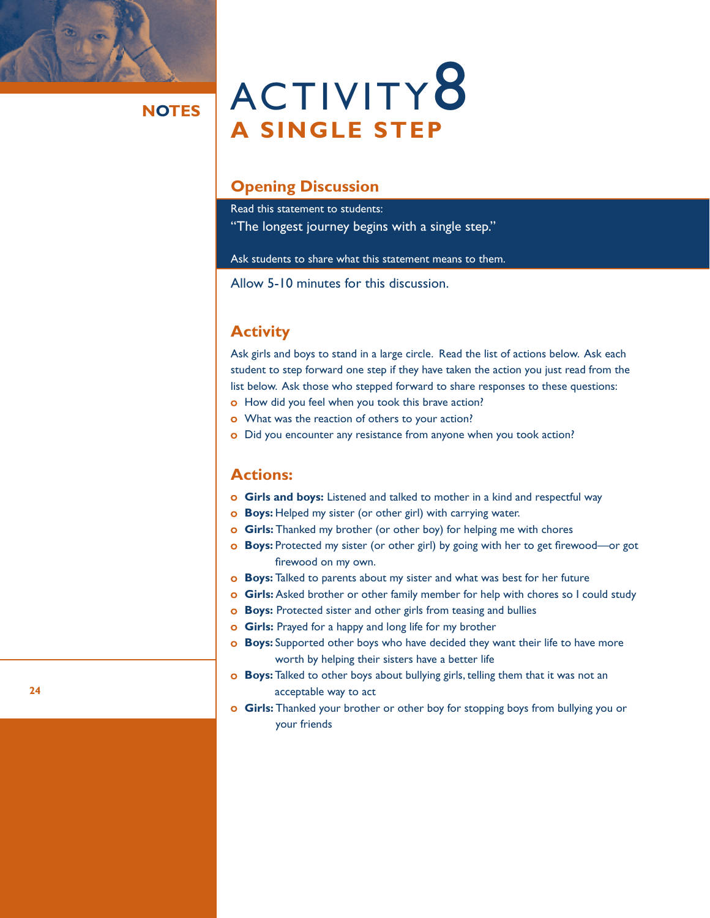**NOTES**

# ACTIVITY 8
## A SINGLE STEP

### Opening Discussion

Read this statement to students:

"The longest journey begins with a single step."

Ask students to share what this statement means to them.

Allow 5-10 minutes for this discussion.

### Activity

Ask girls and boys to stand in a large circle. Read the list of actions below. Ask each student to step forward one step if they have taken the action you just read from the list below. Ask those who stepped forward to share responses to these questions:

- How did you feel when you took this brave action?
- What was the reaction of others to your action?
- Did you encounter any resistance from anyone when you took action?

### Actions:

- **Girls and boys:** Listened and talked to mother in a kind and respectful way
- **Boys:** Helped my sister (or other girl) with carrying water.
- **Girls:** Thanked my brother (or other boy) for helping me with chores
- **Boys:** Protected my sister (or other girl) by going with her to get firewood—or got firewood on my own.
- **Boys:** Talked to parents about my sister and what was best for her future
- **Girls:** Asked brother or other family member for help with chores so I could study
- **Boys:** Protected sister and other girls from teasing and bullies
- **Girls:** Prayed for a happy and long life for my brother
- **Boys:** Supported other boys who have decided they want their life to have more worth by helping their sisters have a better life
- **Boys:** Talked to other boys about bullying girls, telling them that it was not an acceptable way to act
- **Girls:** Thanked your brother or other boy for stopping boys from bullying you or your friends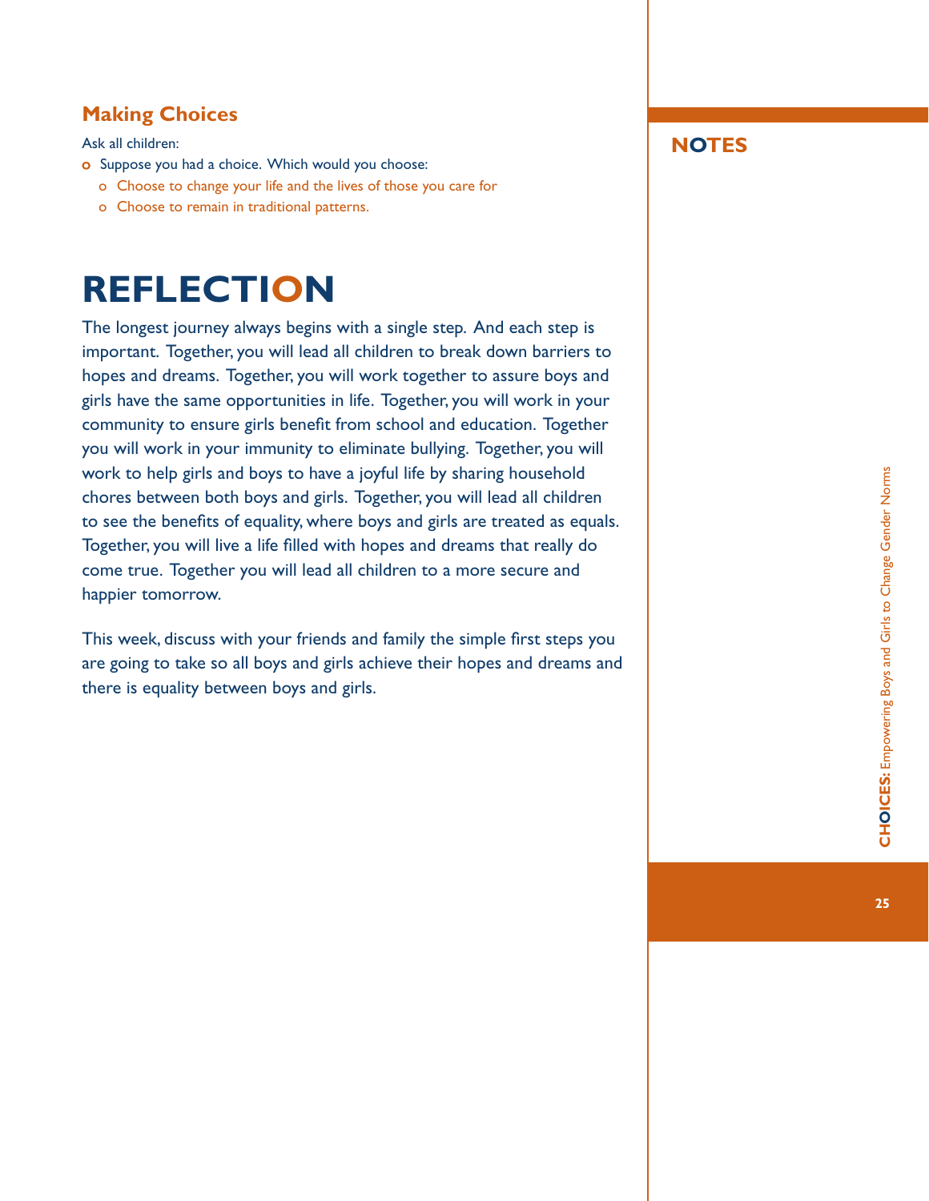### Making Choices

Ask all children:

- Suppose you had a choice. Which would you choose:
  - Choose to change your life and the lives of those you care for
  - Choose to remain in traditional patterns.

# REFLECTION

The longest journey always begins with a single step. And each step is important. Together, you will lead all children to break down barriers to hopes and dreams. Together, you will work together to assure boys and girls have the same opportunities in life. Together, you will work in your community to ensure girls benefit from school and education. Together you will work in your immunity to eliminate bullying. Together, you will work to help girls and boys to have a joyful life by sharing household chores between both boys and girls. Together, you will lead all children to see the benefits of equality, where boys and girls are treated as equals. Together, you will live a life filled with hopes and dreams that really do come true. Together you will lead all children to a more secure and happier tomorrow.

This week, discuss with your friends and family the simple first steps you are going to take so all boys and girls achieve their hopes and dreams and there is equality between boys and girls.

## NOTES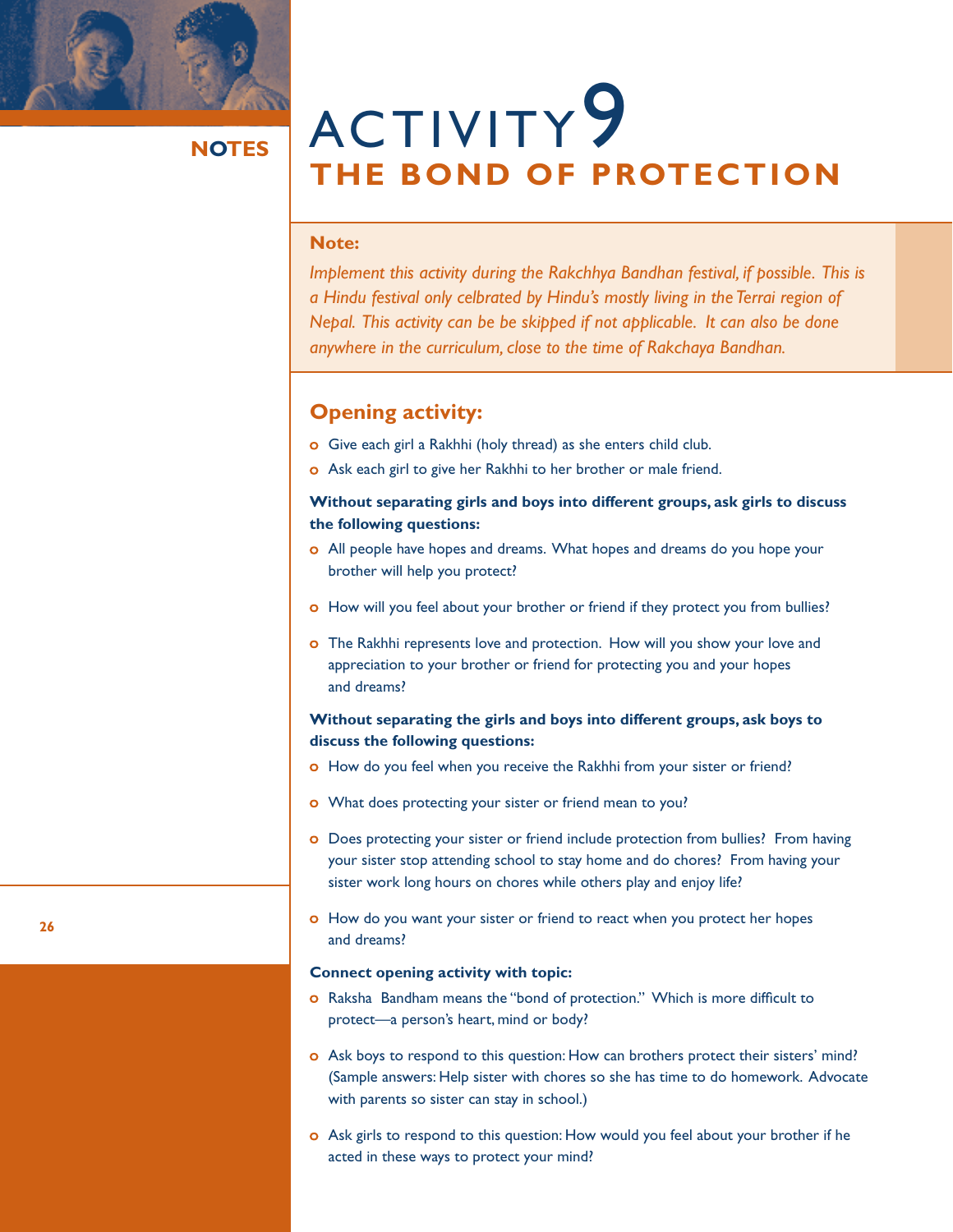**NOTES**

# ACTIVITY 9
## THE BOND OF PROTECTION

**Note:**

*Implement this activity during the Rakchhya Bandhan festival, if possible. This is a Hindu festival only celbrated by Hindu's mostly living in the Terrai region of Nepal. This activity can be be skipped if not applicable. It can also be done anywhere in the curriculum, close to the time of Rakchaya Bandhan.*

### Opening activity:

- Give each girl a Rakhhi (holy thread) as she enters child club.
- Ask each girl to give her Rakhhi to her brother or male friend.

**Without separating girls and boys into different groups, ask girls to discuss the following questions:**

- All people have hopes and dreams. What hopes and dreams do you hope your brother will help you protect?
- How will you feel about your brother or friend if they protect you from bullies?
- The Rakhhi represents love and protection. How will you show your love and appreciation to your brother or friend for protecting you and your hopes and dreams?

**Without separating the girls and boys into different groups, ask boys to discuss the following questions:**

- How do you feel when you receive the Rakhhi from your sister or friend?
- What does protecting your sister or friend mean to you?
- Does protecting your sister or friend include protection from bullies? From having your sister stop attending school to stay home and do chores? From having your sister work long hours on chores while others play and enjoy life?
- How do you want your sister or friend to react when you protect her hopes and dreams?

**Connect opening activity with topic:**

- Raksha Bandham means the "bond of protection." Which is more difficult to protect—a person's heart, mind or body?
- Ask boys to respond to this question: How can brothers protect their sisters' mind? (Sample answers: Help sister with chores so she has time to do homework. Advocate with parents so sister can stay in school.)
- Ask girls to respond to this question: How would you feel about your brother if he acted in these ways to protect your mind?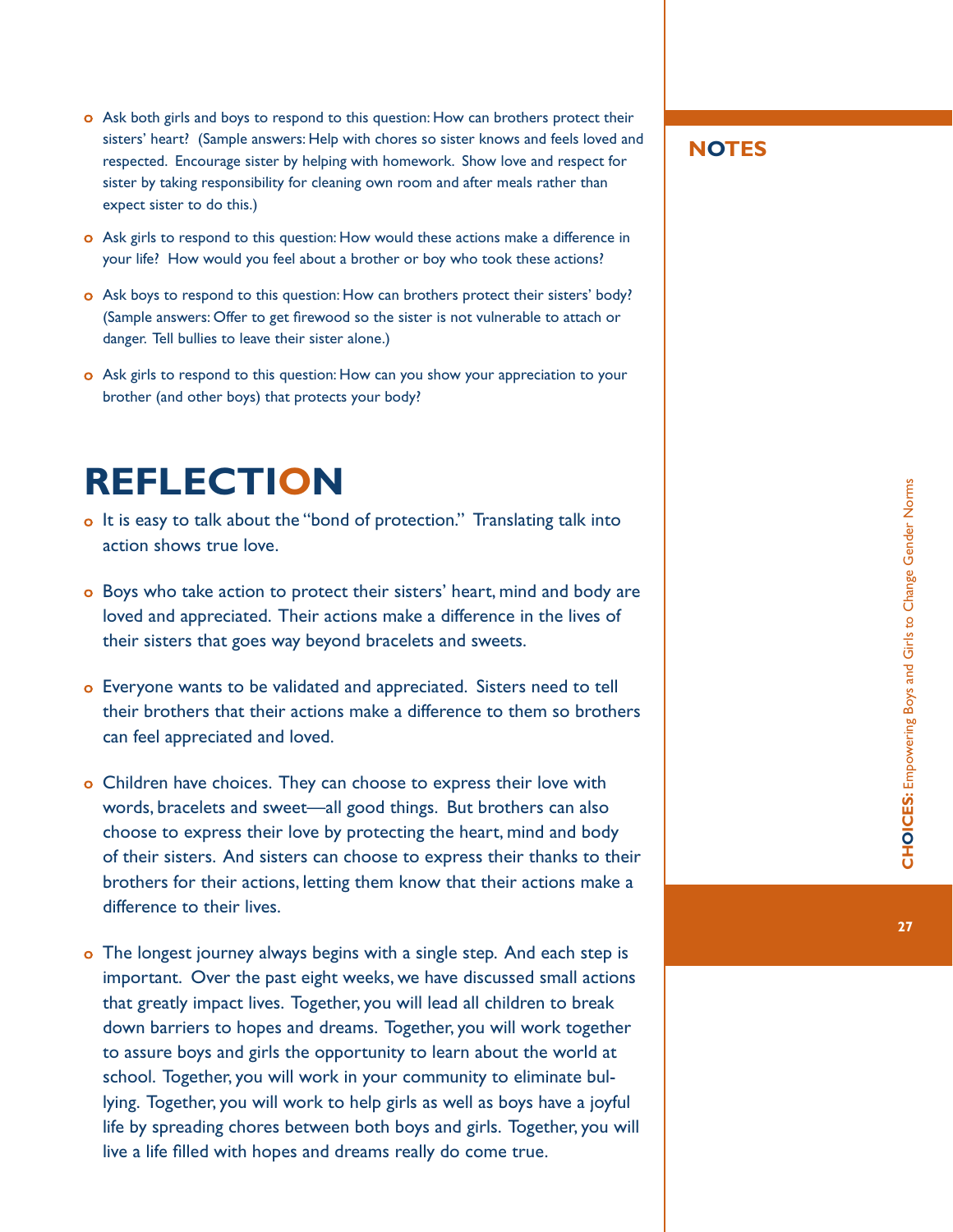- Ask both girls and boys to respond to this question: How can brothers protect their sisters' heart? (Sample answers: Help with chores so sister knows and feels loved and respected. Encourage sister by helping with homework. Show love and respect for sister by taking responsibility for cleaning own room and after meals rather than expect sister to do this.)
- Ask girls to respond to this question: How would these actions make a difference in your life? How would you feel about a brother or boy who took these actions?
- Ask boys to respond to this question: How can brothers protect their sisters' body? (Sample answers: Offer to get firewood so the sister is not vulnerable to attach or danger. Tell bullies to leave their sister alone.)
- Ask girls to respond to this question: How can you show your appreciation to your brother (and other boys) that protects your body?

**NOTES**

## REFLECTION

- It is easy to talk about the "bond of protection." Translating talk into action shows true love.
- Boys who take action to protect their sisters' heart, mind and body are loved and appreciated. Their actions make a difference in the lives of their sisters that goes way beyond bracelets and sweets.
- Everyone wants to be validated and appreciated. Sisters need to tell their brothers that their actions make a difference to them so brothers can feel appreciated and loved.
- Children have choices. They can choose to express their love with words, bracelets and sweet—all good things. But brothers can also choose to express their love by protecting the heart, mind and body of their sisters. And sisters can choose to express their thanks to their brothers for their actions, letting them know that their actions make a difference to their lives.
- The longest journey always begins with a single step. And each step is important. Over the past eight weeks, we have discussed small actions that greatly impact lives. Together, you will lead all children to break down barriers to hopes and dreams. Together, you will work together to assure boys and girls the opportunity to learn about the world at school. Together, you will work in your community to eliminate bullying. Together, you will work to help girls as well as boys have a joyful life by spreading chores between both boys and girls. Together, you will live a life filled with hopes and dreams really do come true.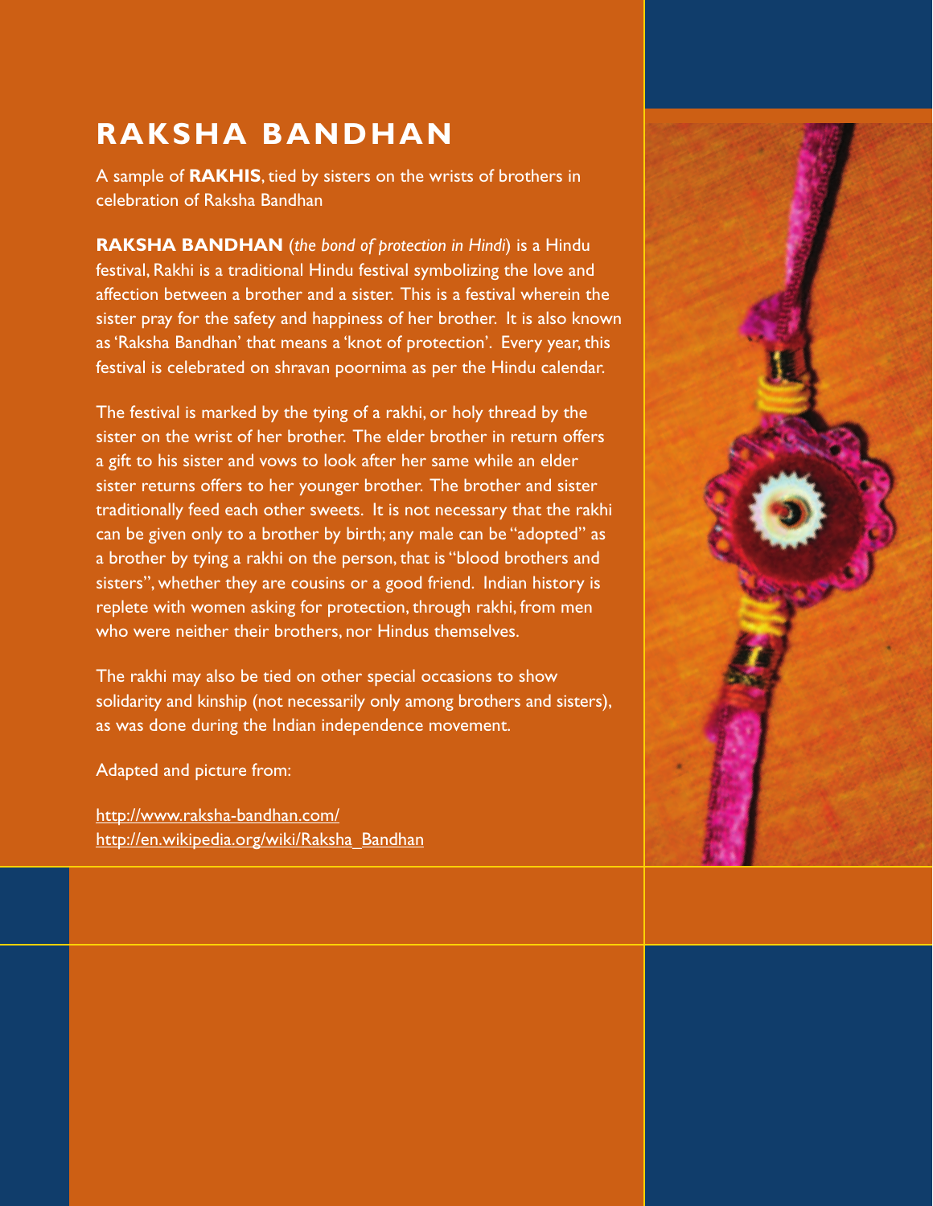# RAKSHA BANDHAN

A sample of **RAKHIS**, tied by sisters on the wrists of brothers in celebration of Raksha Bandhan

**RAKSHA BANDHAN** (*the bond of protection in Hindi*) is a Hindu festival, Rakhi is a traditional Hindu festival symbolizing the love and affection between a brother and a sister. This is a festival wherein the sister pray for the safety and happiness of her brother. It is also known as 'Raksha Bandhan' that means a 'knot of protection'. Every year, this festival is celebrated on shravan poornima as per the Hindu calendar.

The festival is marked by the tying of a rakhi, or holy thread by the sister on the wrist of her brother. The elder brother in return offers a gift to his sister and vows to look after her same while an elder sister returns offers to her younger brother. The brother and sister traditionally feed each other sweets. It is not necessary that the rakhi can be given only to a brother by birth; any male can be "adopted" as a brother by tying a rakhi on the person, that is "blood brothers and sisters", whether they are cousins or a good friend. Indian history is replete with women asking for protection, through rakhi, from men who were neither their brothers, nor Hindus themselves.

The rakhi may also be tied on other special occasions to show solidarity and kinship (not necessarily only among brothers and sisters), as was done during the Indian independence movement.

Adapted and picture from:

http://www.raksha-bandhan.com/
http://en.wikipedia.org/wiki/Raksha_Bandhan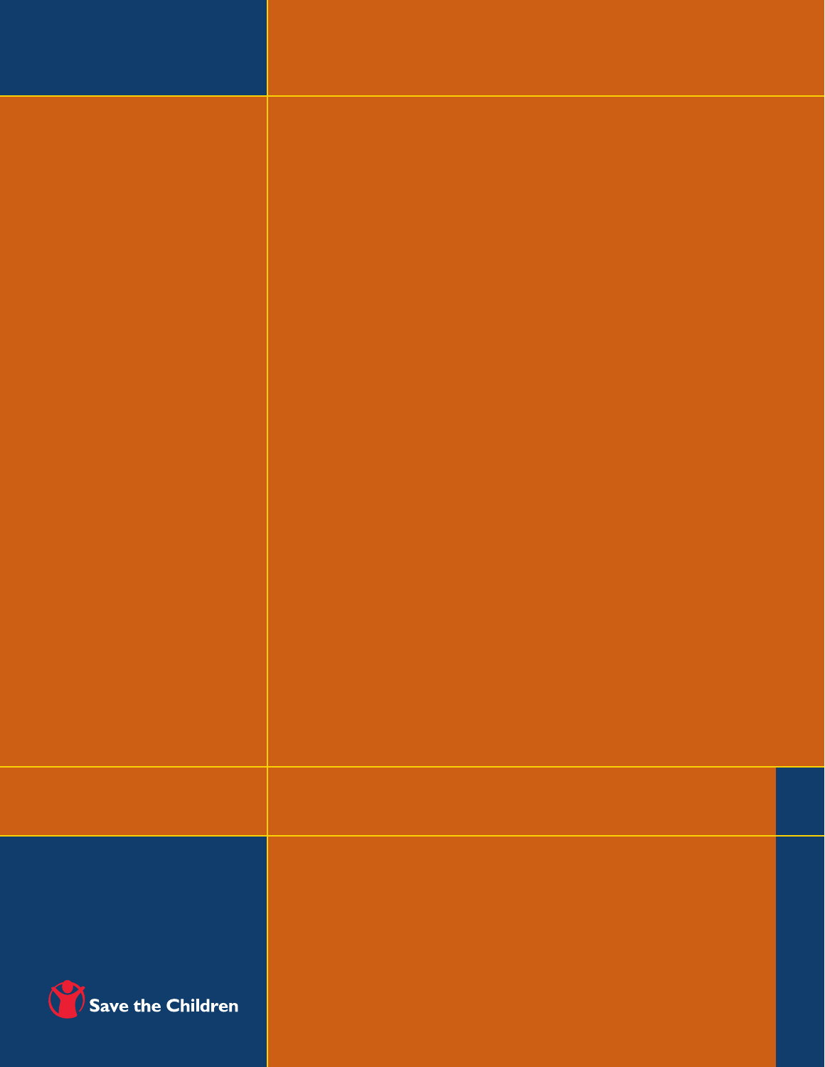Save the Children